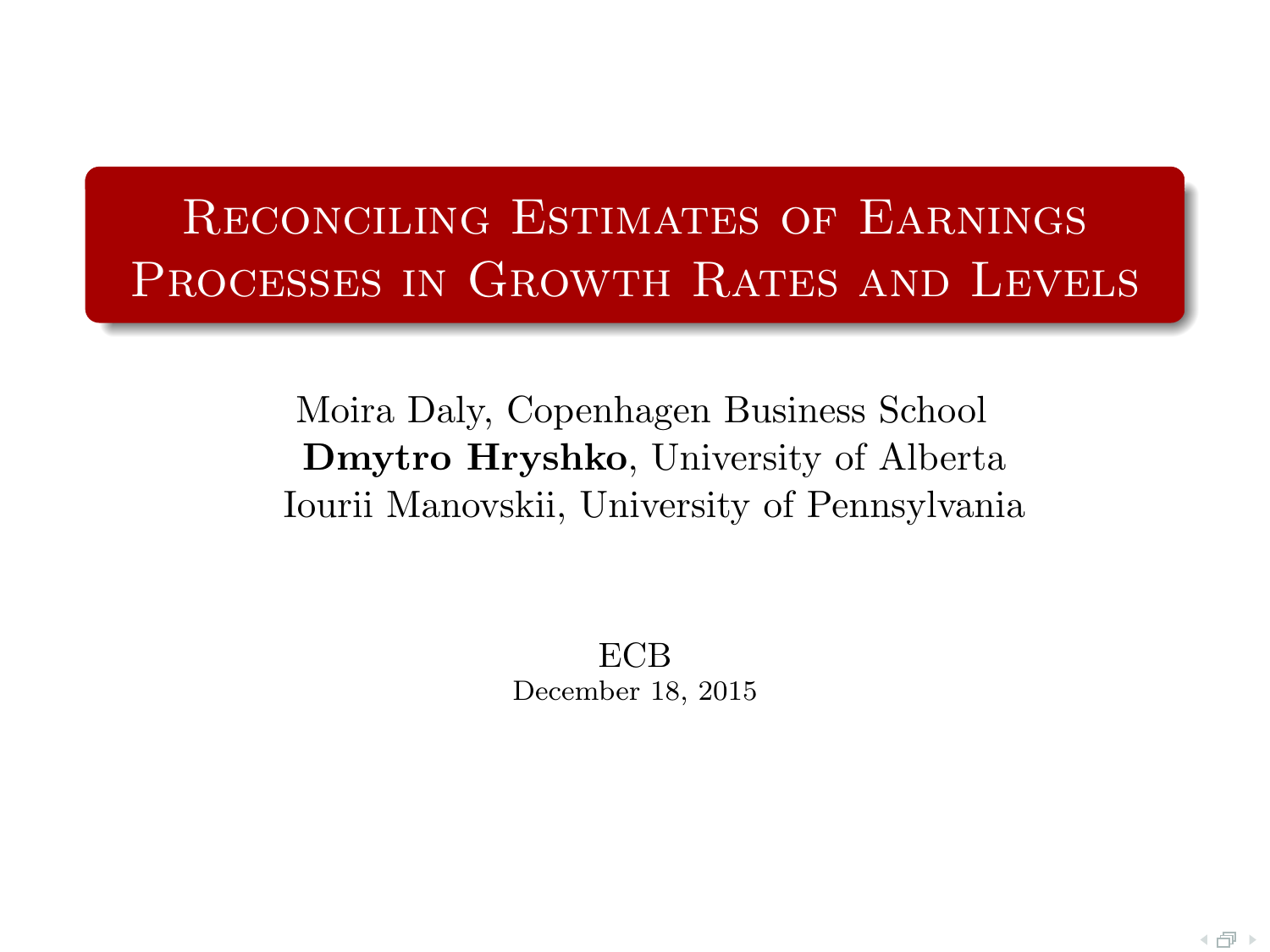# Reconciling Estimates of Earnings Processes in Growth Rates and Levels

Moira Daly, Copenhagen Business School

**Dmytro Hryshko**, University of Alberta

Iourii Manovskii, University of Pennsylvania

ECB

December 18, 2015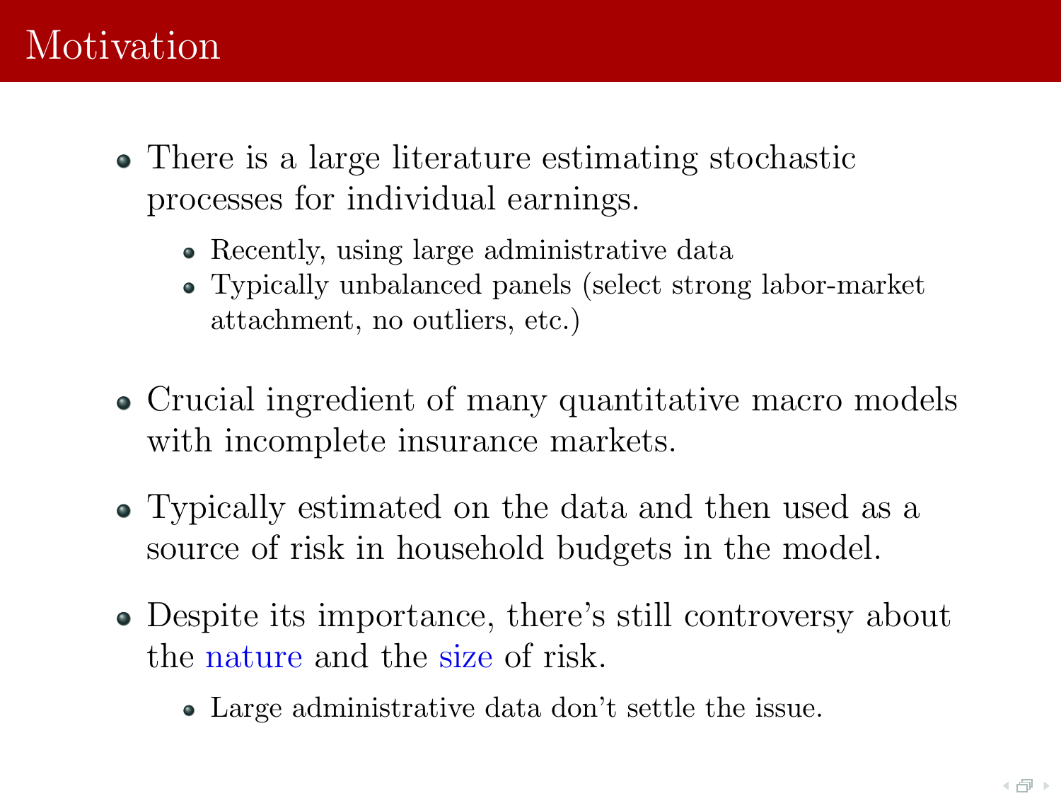# Motivation

- There is a large literature estimating stochastic processes for individual earnings.
  - Recently, using large administrative data
  - Typically unbalanced panels (select strong labor-market attachment, no outliers, etc.)
- Crucial ingredient of many quantitative macro models with incomplete insurance markets.
- Typically estimated on the data and then used as a source of risk in household budgets in the model.
- Despite its importance, there's still controversy about the nature and the size of risk.
  - Large administrative data don't settle the issue.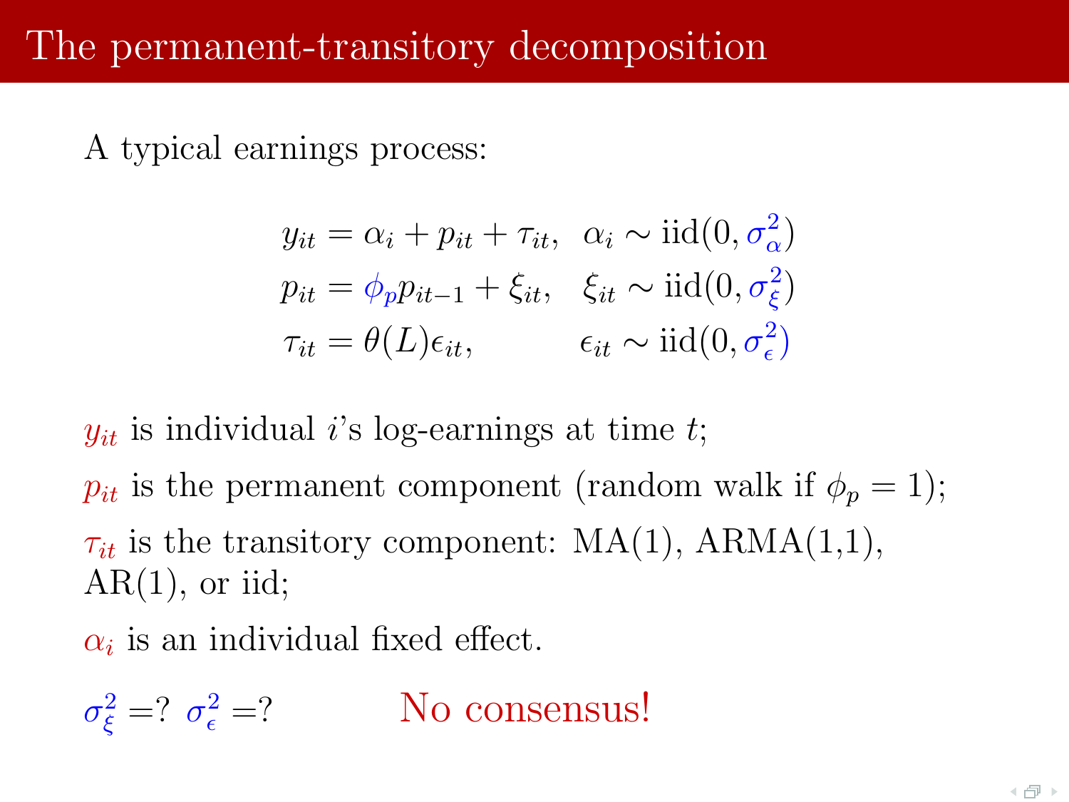# The permanent-transitory decomposition

A typical earnings process:

$$
\begin{aligned}
y_{it} &= \alpha_i + p_{it} + \tau_{it}, & \alpha_i &\sim \text{iid}(0, \sigma_\alpha^2) \\
p_{it} &= \phi_p p_{it-1} + \xi_{it}, & \xi_{it} &\sim \text{iid}(0, \sigma_\xi^2) \\
\tau_{it} &= \theta(L)\epsilon_{it}, & \epsilon_{it} &\sim \text{iid}(0, \sigma_\epsilon^2)
\end{aligned}
$$

$y_{it}$ is individual $i$'s log-earnings at time $t$;

$p_{it}$ is the permanent component (random walk if $\phi_p = 1$);

$\tau_{it}$ is the transitory component: MA(1), ARMA(1,1), AR(1), or iid;

$\alpha_i$ is an individual fixed effect.

$\sigma_\xi^2 =?$ $\sigma_\epsilon^2 =?$ No consensus!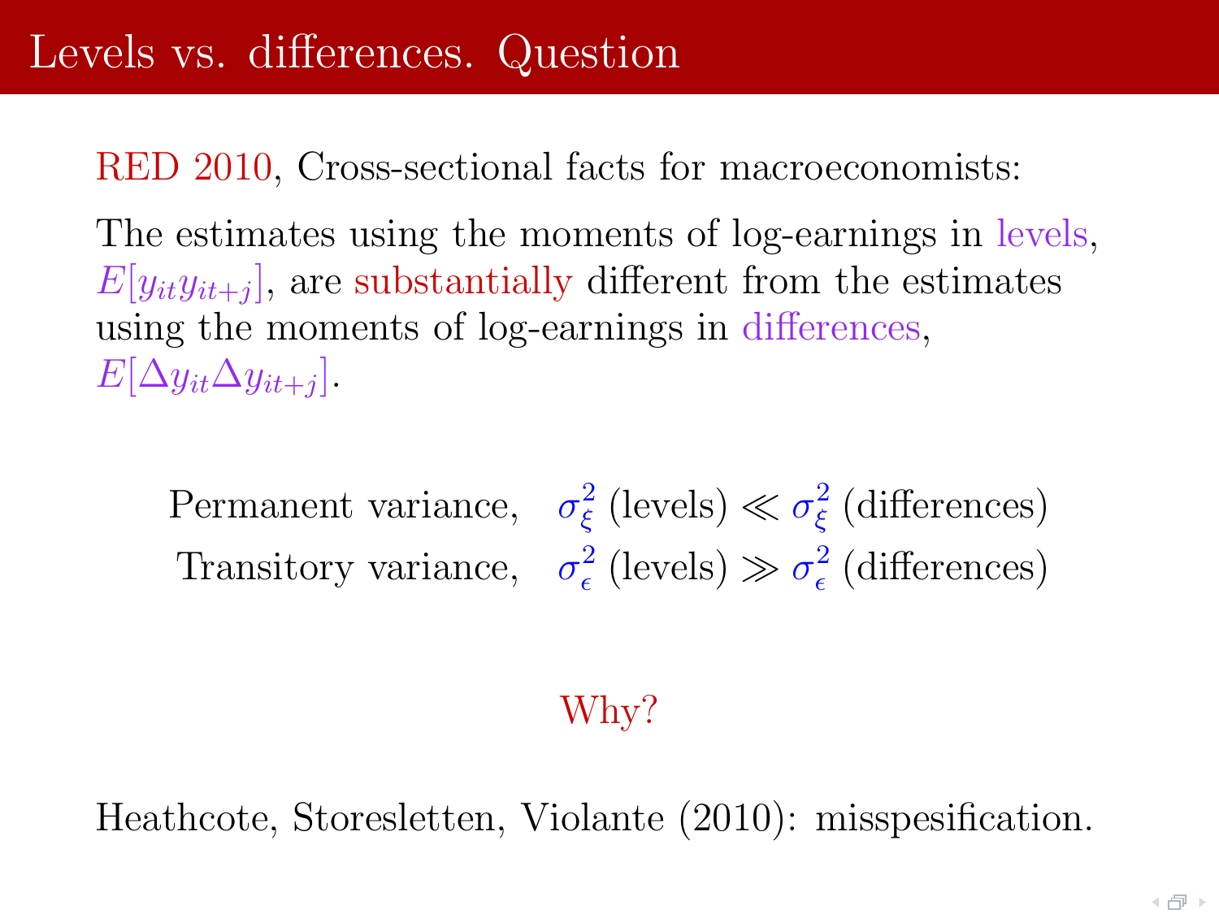# Levels vs. differences. Question

RED 2010, Cross-sectional facts for macroeconomists:

The estimates using the moments of log-earnings in levels, $E[y_{it}y_{it+j}]$, are substantially different from the estimates using the moments of log-earnings in differences, $E[\Delta y_{it}\Delta y_{it+j}]$.

$$\begin{array}{rl} \text{Permanent variance,} & \sigma_\xi^2 \text{ (levels)} \ll \sigma_\xi^2 \text{ (differences)} \\ \text{Transitory variance,} & \sigma_\epsilon^2 \text{ (levels)} \gg \sigma_\epsilon^2 \text{ (differences)} \end{array}$$

Why?

Heathcote, Storesletten, Violante (2010): misspesification.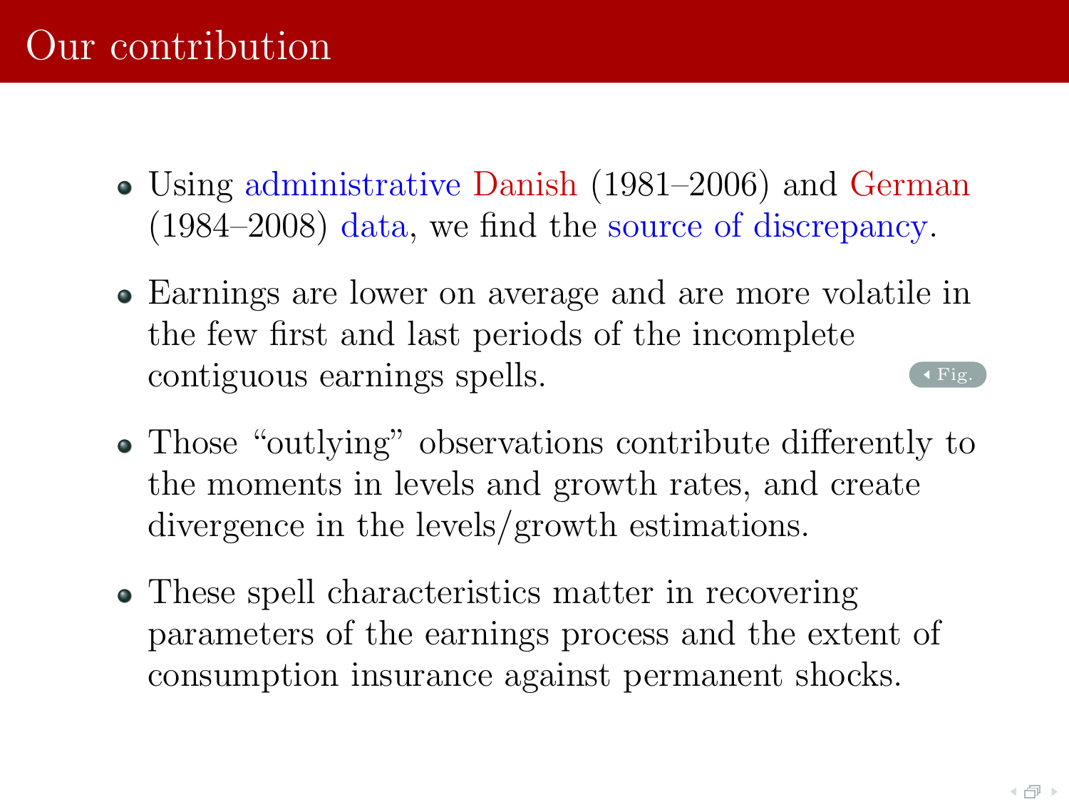# Our contribution

- Using administrative Danish (1981–2006) and German (1984–2008) data, we find the source of discrepancy.
- Earnings are lower on average and are more volatile in the few first and last periods of the incomplete contiguous earnings spells.
- Those "outlying" observations contribute differently to the moments in levels and growth rates, and create divergence in the levels/growth estimations.
- These spell characteristics matter in recovering parameters of the earnings process and the extent of consumption insurance against permanent shocks.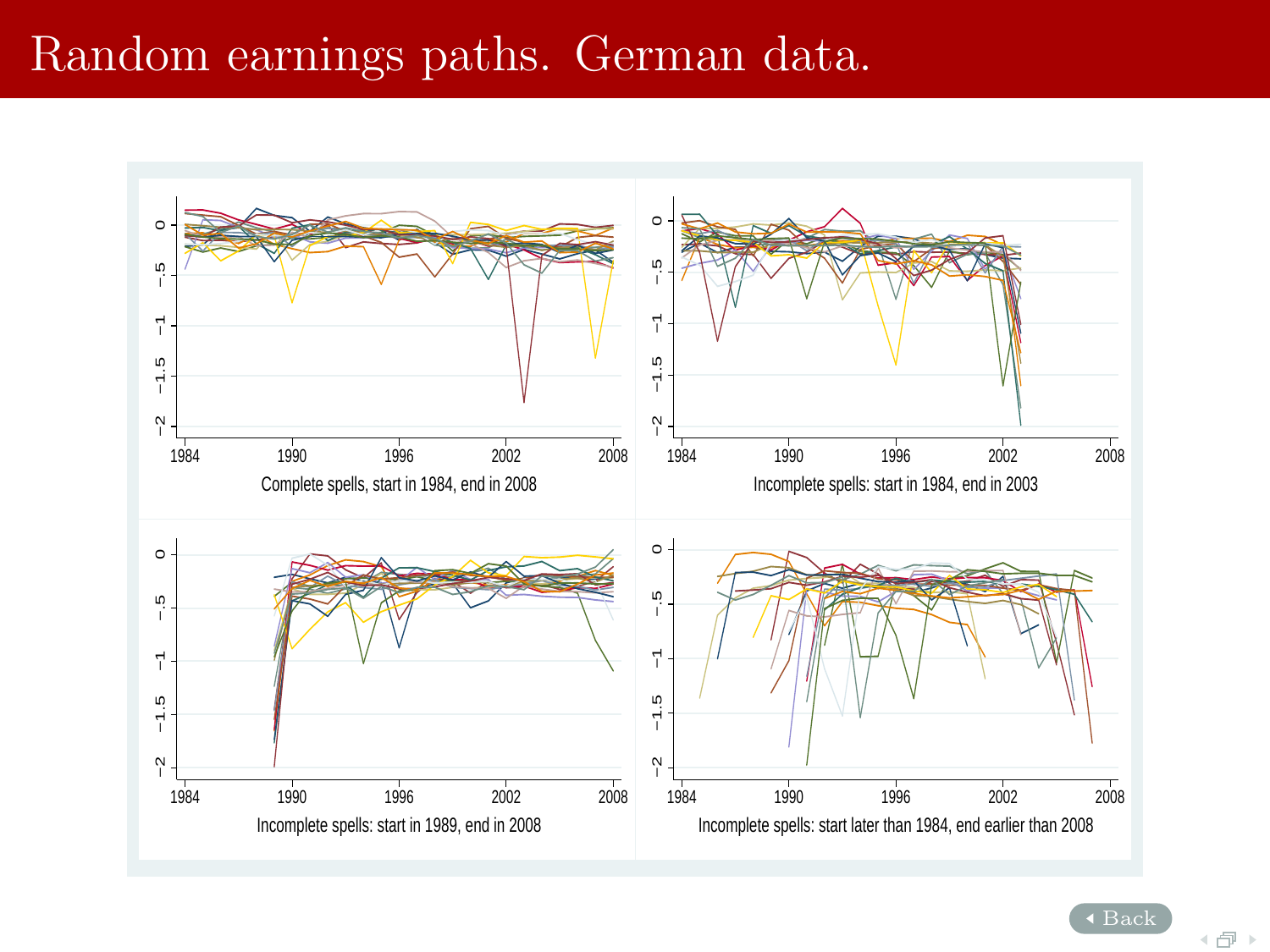# Random earnings paths. German data.

Complete spells, start in 1984, end in 2008

Incomplete spells: start in 1984, end in 2003

Incomplete spells: start in 1989, end in 2008

Incomplete spells: start later than 1984, end earlier than 2008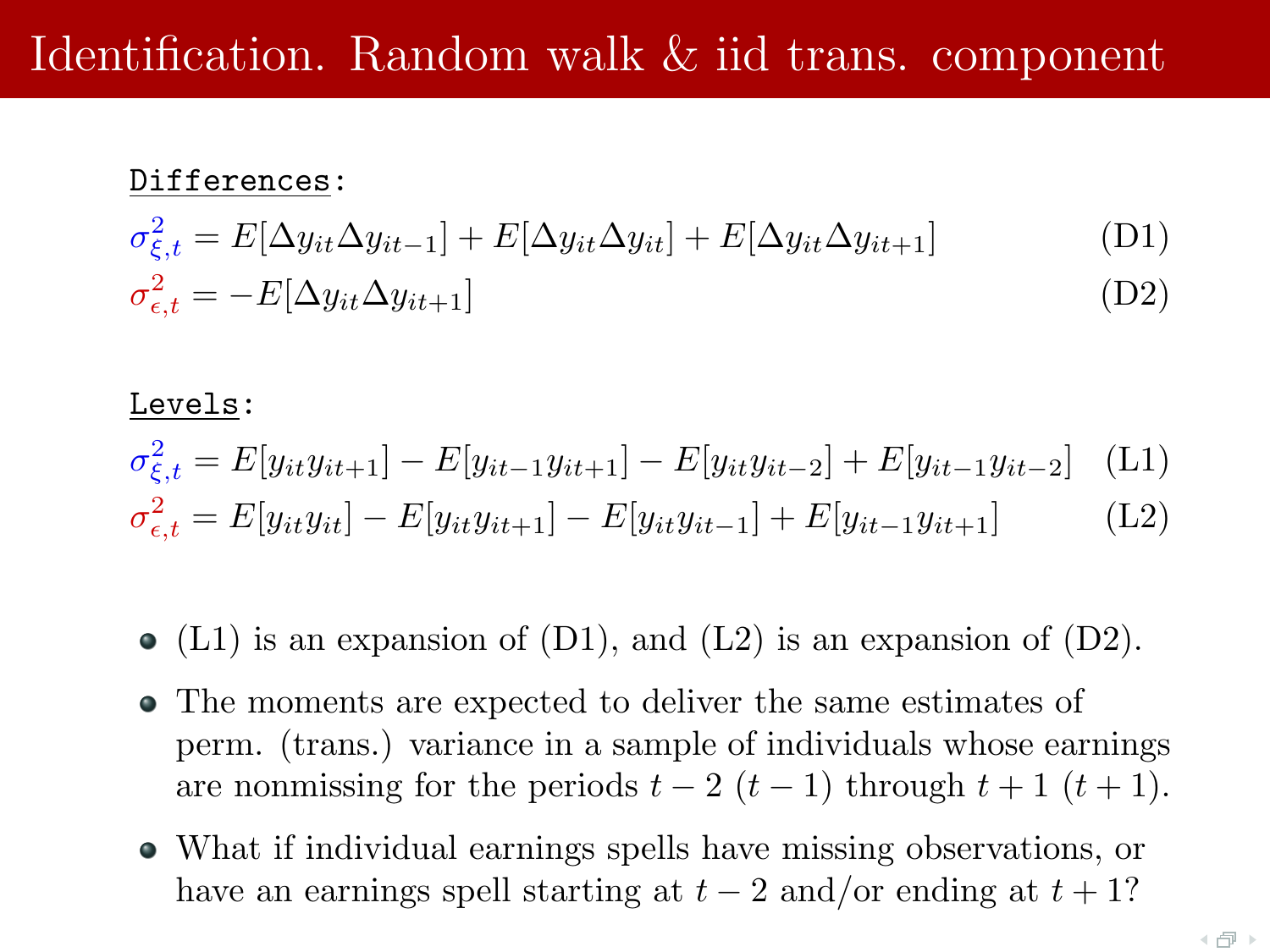# Identification. Random walk & iid trans. component

<u>Differences</u>:

$$\sigma^2_{\xi,t} = E[\Delta y_{it}\Delta y_{it-1}] + E[\Delta y_{it}\Delta y_{it}] + E[\Delta y_{it}\Delta y_{it+1}] \tag{D1}$$

$$\sigma^2_{\epsilon,t} = -E[\Delta y_{it}\Delta y_{it+1}] \tag{D2}$$

<u>Levels</u>:

$$\sigma^2_{\xi,t} = E[y_{it}y_{it+1}] - E[y_{it-1}y_{it+1}] - E[y_{it}y_{it-2}] + E[y_{it-1}y_{it-2}] \tag{L1}$$

$$\sigma^2_{\epsilon,t} = E[y_{it}y_{it}] - E[y_{it}y_{it+1}] - E[y_{it}y_{it-1}] + E[y_{it-1}y_{it+1}] \tag{L2}$$

- (L1) is an expansion of (D1), and (L2) is an expansion of (D2).
- The moments are expected to deliver the same estimates of perm. (trans.) variance in a sample of individuals whose earnings are nonmissing for the periods $t-2$ ($t-1$) through $t+1$ ($t+1$).
- What if individual earnings spells have missing observations, or have an earnings spell starting at $t-2$ and/or ending at $t+1$?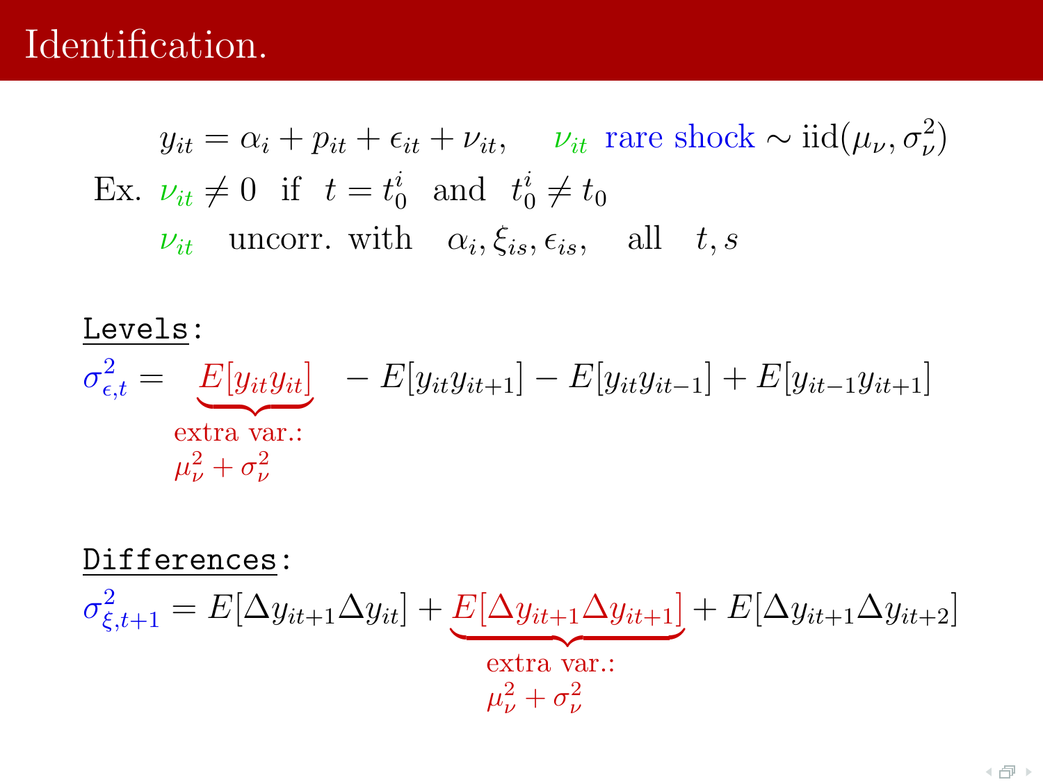# Identification.

$$y_{it} = \alpha_i + p_{it} + \epsilon_{it} + \nu_{it}, \quad \nu_{it} \text{ rare shock} \sim \text{iid}(\mu_\nu, \sigma^2_\nu)$$

Ex. $\nu_{it} \neq 0$ if $t = t_0^i$ and $t_0^i \neq t_0$

$\nu_{it}$ uncorr. with $\alpha_i, \xi_{is}, \epsilon_{is}$, all $t, s$

Levels:

$$\sigma^2_{\epsilon,t} = \underbrace{E[y_{it}y_{it}]}_{\substack{\text{extra var.:} \\ \mu_\nu^2 + \sigma_\nu^2}} - E[y_{it}y_{it+1}] - E[y_{it}y_{it-1}] + E[y_{it-1}y_{it+1}]$$

Differences:

$$\sigma^2_{\xi,t+1} = E[\Delta y_{it+1}\Delta y_{it}] + \underbrace{E[\Delta y_{it+1}\Delta y_{it+1}]}_{\substack{\text{extra var.:} \\ \mu_\nu^2 + \sigma_\nu^2}} + E[\Delta y_{it+1}\Delta y_{it+2}]$$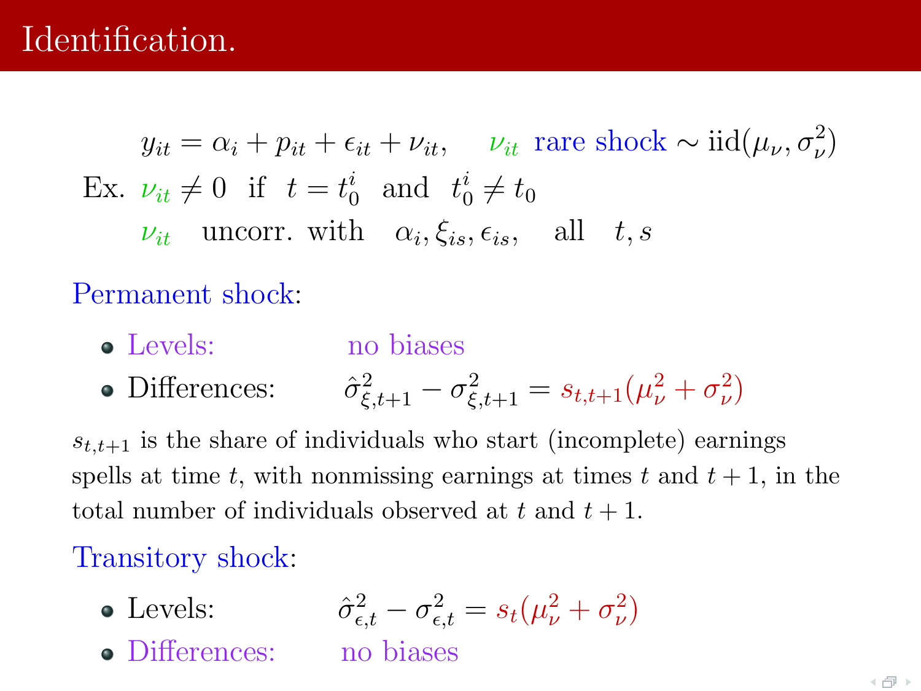# Identification.

$$y_{it} = \alpha_i + p_{it} + \epsilon_{it} + \nu_{it}, \qquad \nu_{it} \text{ rare shock} \sim \text{iid}(\mu_\nu, \sigma_\nu^2)$$

$$\text{Ex. } \nu_{it} \neq 0 \text{ if } t = t_0^i \text{ and } t_0^i \neq t_0$$

$$\nu_{it} \text{ uncorr. with } \alpha_i, \xi_{is}, \epsilon_{is}, \text{ all } t, s$$

Permanent shock:

- Levels: no biases
- Differences: $\hat{\sigma}^2_{\xi,t+1} - \sigma^2_{\xi,t+1} = s_{t,t+1}(\mu_\nu^2 + \sigma_\nu^2)$

$s_{t,t+1}$ is the share of individuals who start (incomplete) earnings spells at time $t$, with nonmissing earnings at times $t$ and $t+1$, in the total number of individuals observed at $t$ and $t+1$.

Transitory shock:

- Levels: $\hat{\sigma}^2_{\epsilon,t} - \sigma^2_{\epsilon,t} = s_t(\mu_\nu^2 + \sigma_\nu^2)$
- Differences: no biases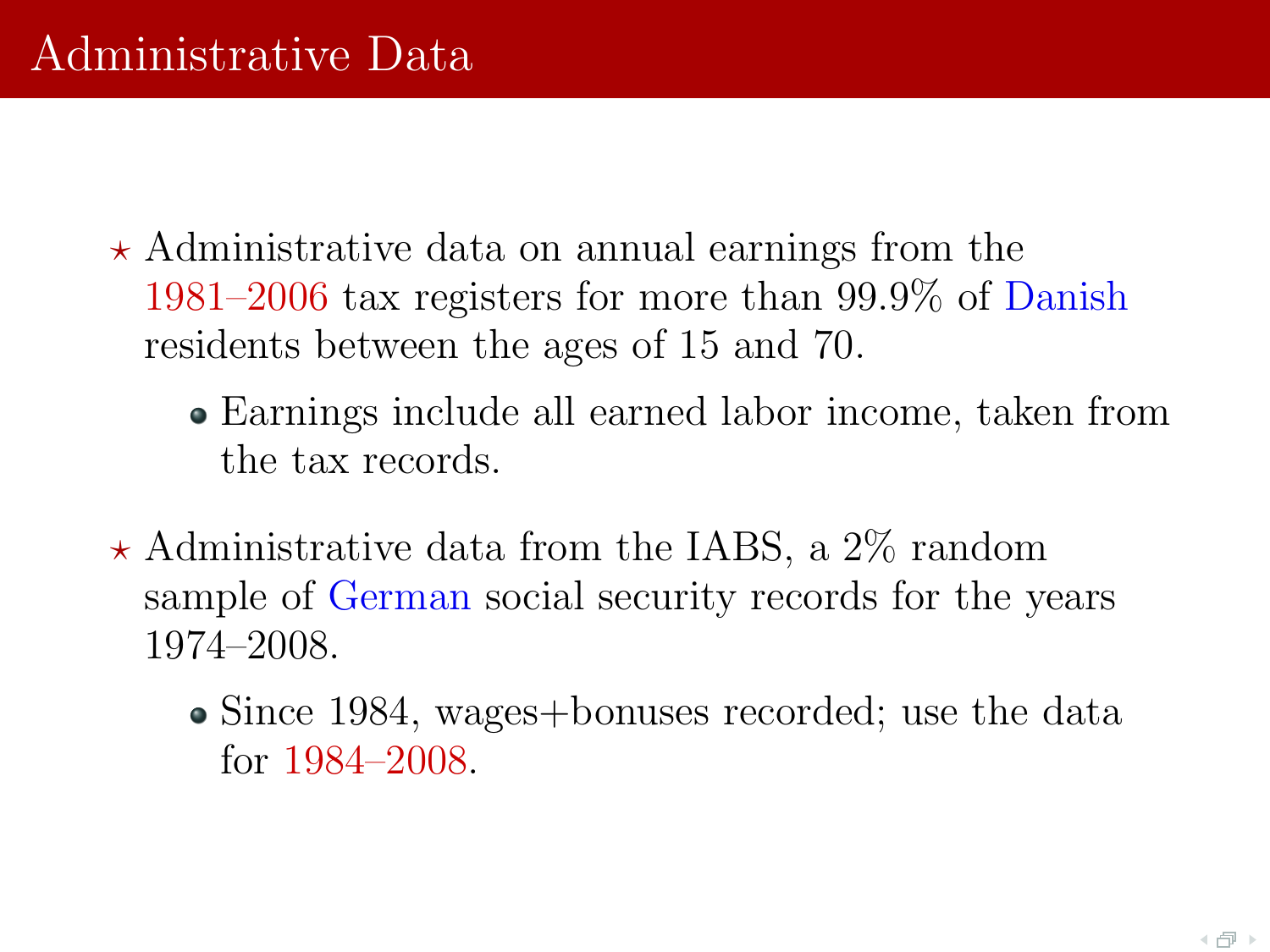# Administrative Data

- Administrative data on annual earnings from the 1981–2006 tax registers for more than 99.9% of Danish residents between the ages of 15 and 70.
  - Earnings include all earned labor income, taken from the tax records.
- Administrative data from the IABS, a 2% random sample of German social security records for the years 1974–2008.
  - Since 1984, wages+bonuses recorded; use the data for 1984–2008.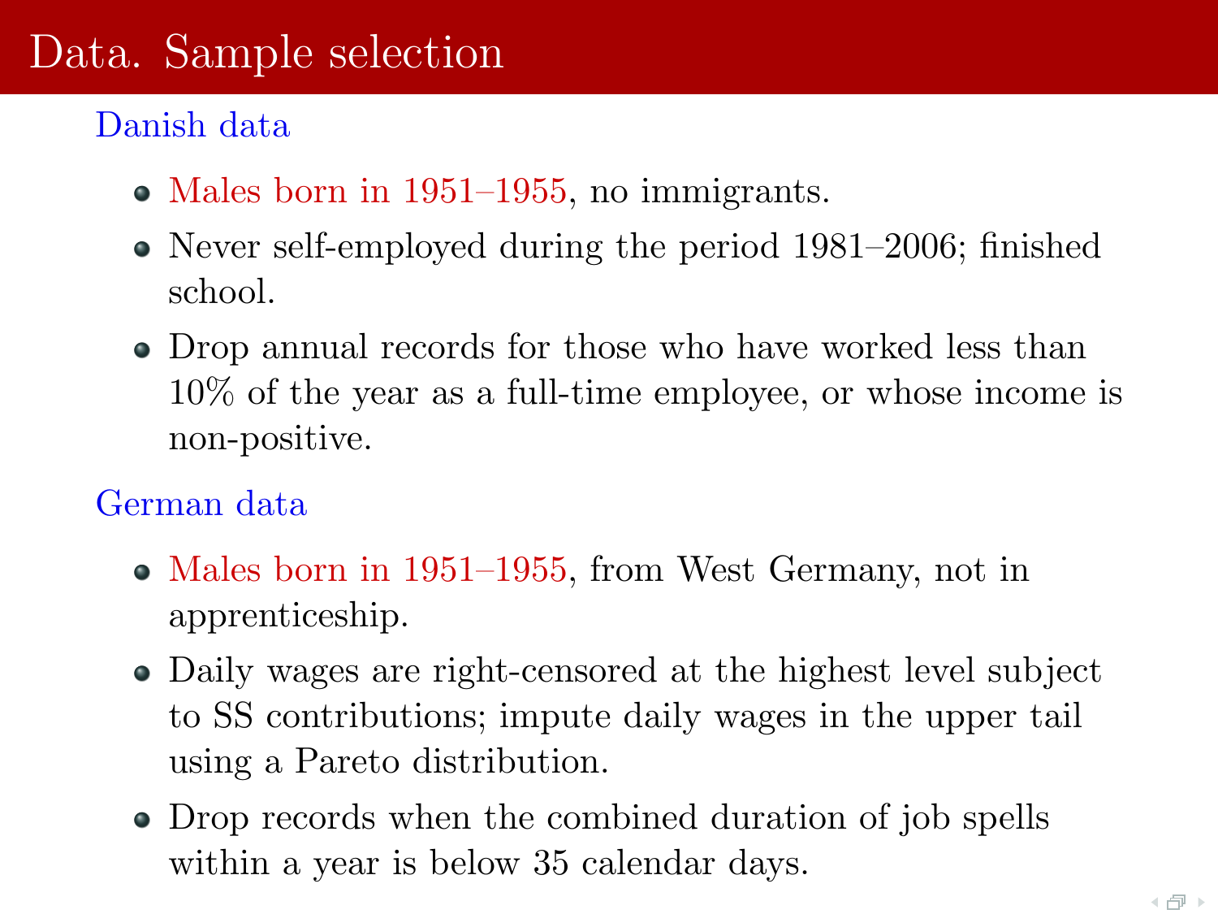# Data. Sample selection

### Danish data

- Males born in 1951–1955, no immigrants.
- Never self-employed during the period 1981–2006; finished school.
- Drop annual records for those who have worked less than 10% of the year as a full-time employee, or whose income is non-positive.

### German data

- Males born in 1951–1955, from West Germany, not in apprenticeship.
- Daily wages are right-censored at the highest level subject to SS contributions; impute daily wages in the upper tail using a Pareto distribution.
- Drop records when the combined duration of job spells within a year is below 35 calendar days.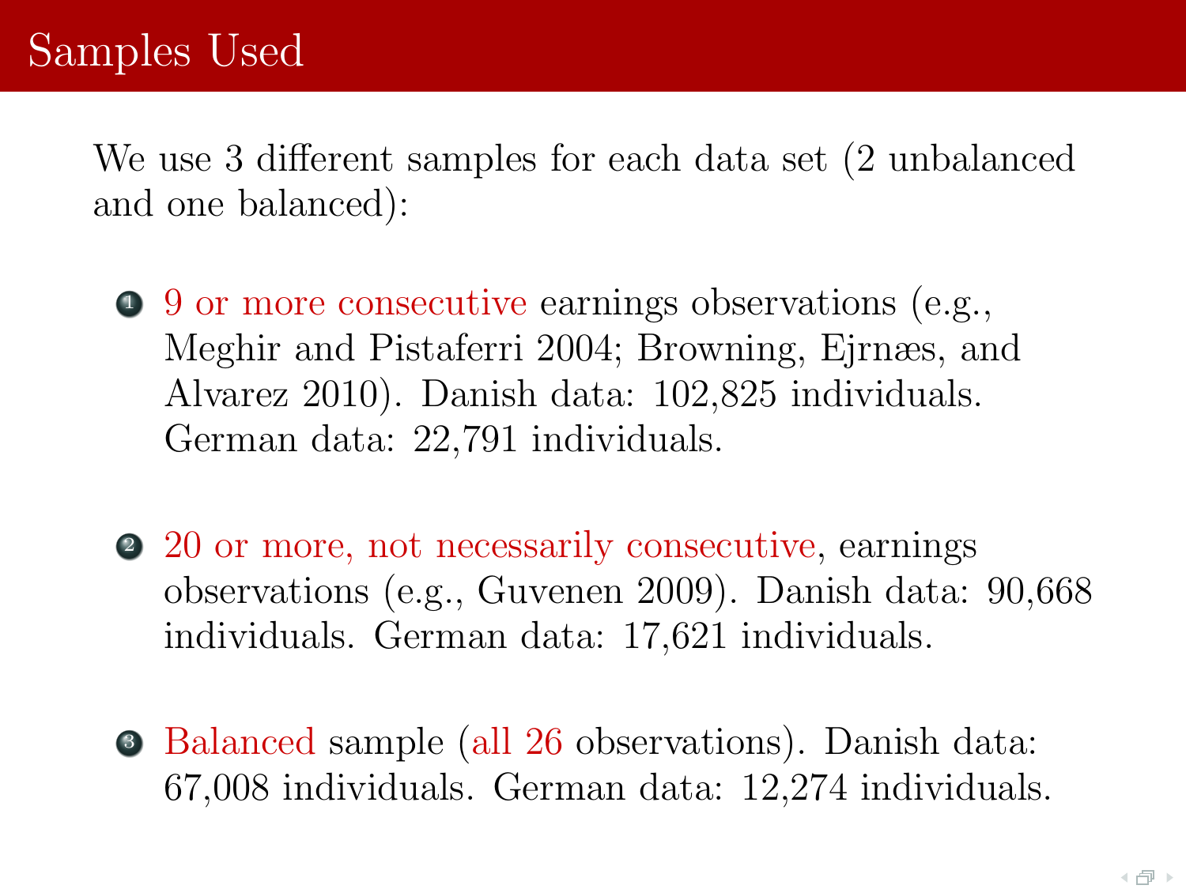# Samples Used

We use 3 different samples for each data set (2 unbalanced and one balanced):

1. 9 or more consecutive earnings observations (e.g., Meghir and Pistaferri 2004; Browning, Ejrnæs, and Alvarez 2010). Danish data: 102,825 individuals. German data: 22,791 individuals.

2. 20 or more, not necessarily consecutive, earnings observations (e.g., Guvenen 2009). Danish data: 90,668 individuals. German data: 17,621 individuals.

3. Balanced sample (all 26 observations). Danish data: 67,008 individuals. German data: 12,274 individuals.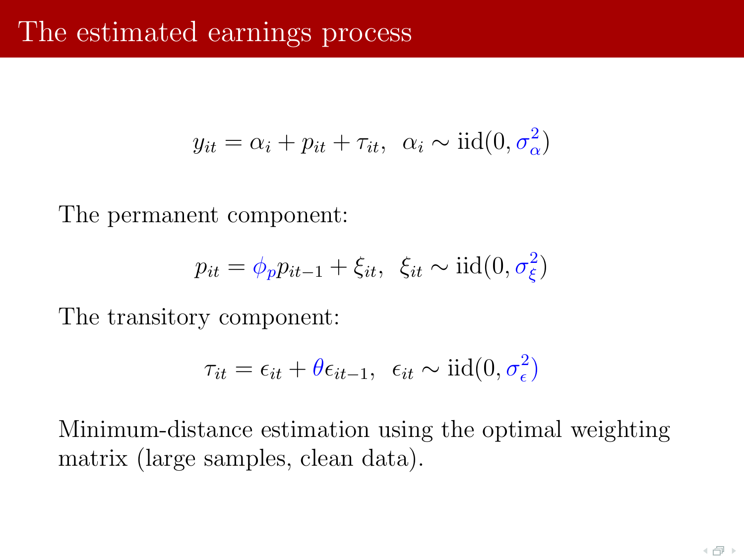# The estimated earnings process

$$y_{it} = \alpha_i + p_{it} + \tau_{it}, \;\; \alpha_i \sim \text{iid}(0, \sigma_\alpha^2)$$

The permanent component:

$$p_{it} = \phi_p p_{it-1} + \xi_{it}, \;\; \xi_{it} \sim \text{iid}(0, \sigma_\xi^2)$$

The transitory component:

$$\tau_{it} = \epsilon_{it} + \theta \epsilon_{it-1}, \;\; \epsilon_{it} \sim \text{iid}(0, \sigma_\epsilon^2)$$

Minimum-distance estimation using the optimal weighting matrix (large samples, clean data).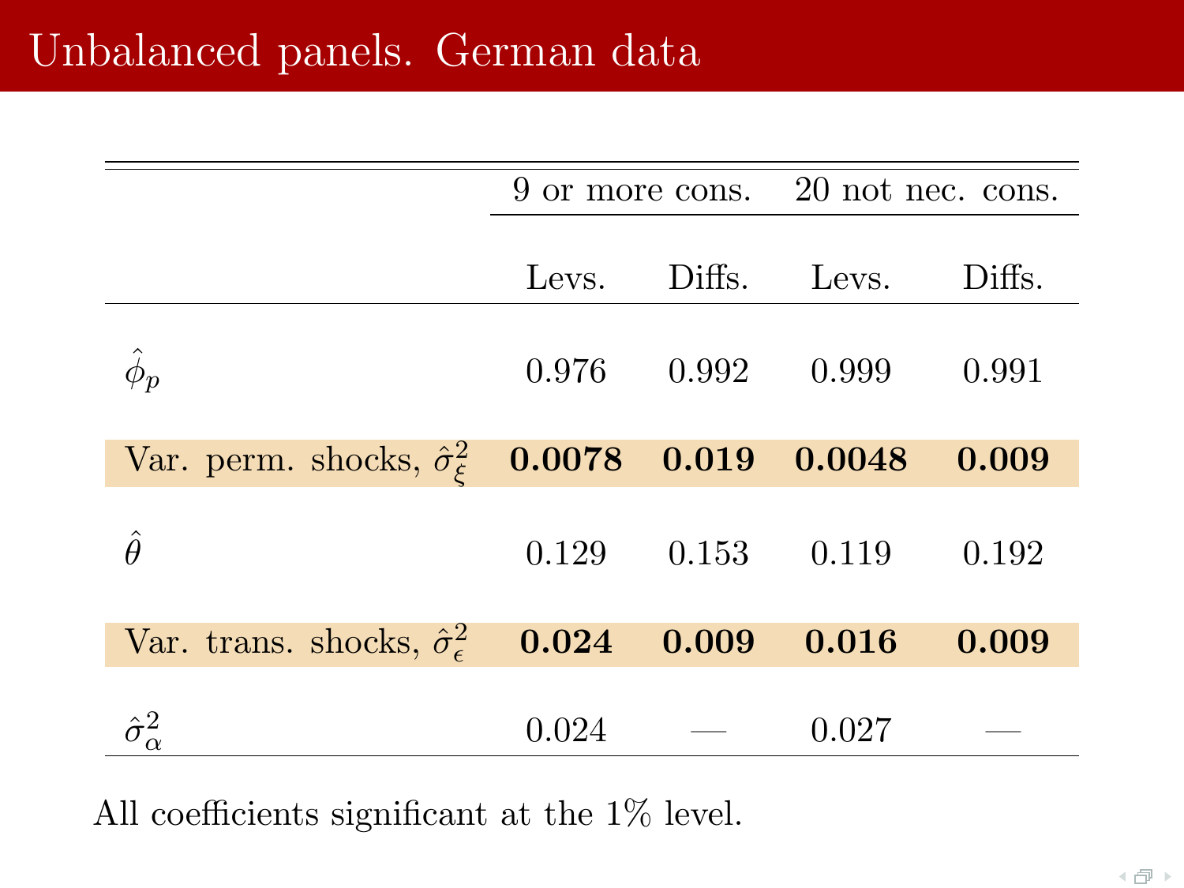# Unbalanced panels. German data

| | 9 or more cons. | | 20 not nec. cons. | |
|---|---|---|---|---|
| | Levs. | Diffs. | Levs. | Diffs. |
| $\hat{\phi}_p$ | 0.976 | 0.992 | 0.999 | 0.991 |
| Var. perm. shocks, $\hat{\sigma}^2_\xi$ | **0.0078** | **0.019** | **0.0048** | **0.009** |
| $\hat{\theta}$ | 0.129 | 0.153 | 0.119 | 0.192 |
| Var. trans. shocks, $\hat{\sigma}^2_\epsilon$ | **0.024** | **0.009** | **0.016** | **0.009** |
| $\hat{\sigma}^2_\alpha$ | 0.024 | — | 0.027 | — |

All coefficients significant at the 1% level.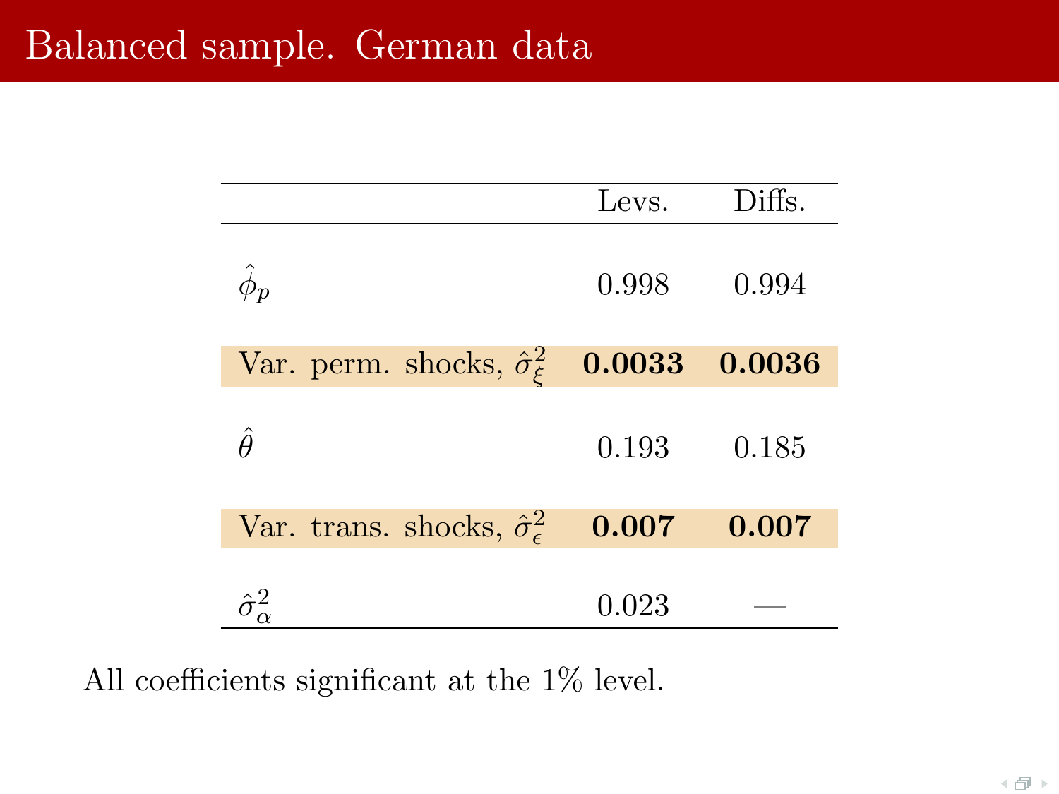# Balanced sample. German data

|  | Levs. | Diffs. |
|---|---|---|
| $\hat{\phi}_p$ | 0.998 | 0.994 |
| Var. perm. shocks, $\hat{\sigma}^2_\xi$ | **0.0033** | **0.0036** |
| $\hat{\theta}$ | 0.193 | 0.185 |
| Var. trans. shocks, $\hat{\sigma}^2_\epsilon$ | **0.007** | **0.007** |
| $\hat{\sigma}^2_\alpha$ | 0.023 | — |

All coefficients significant at the 1% level.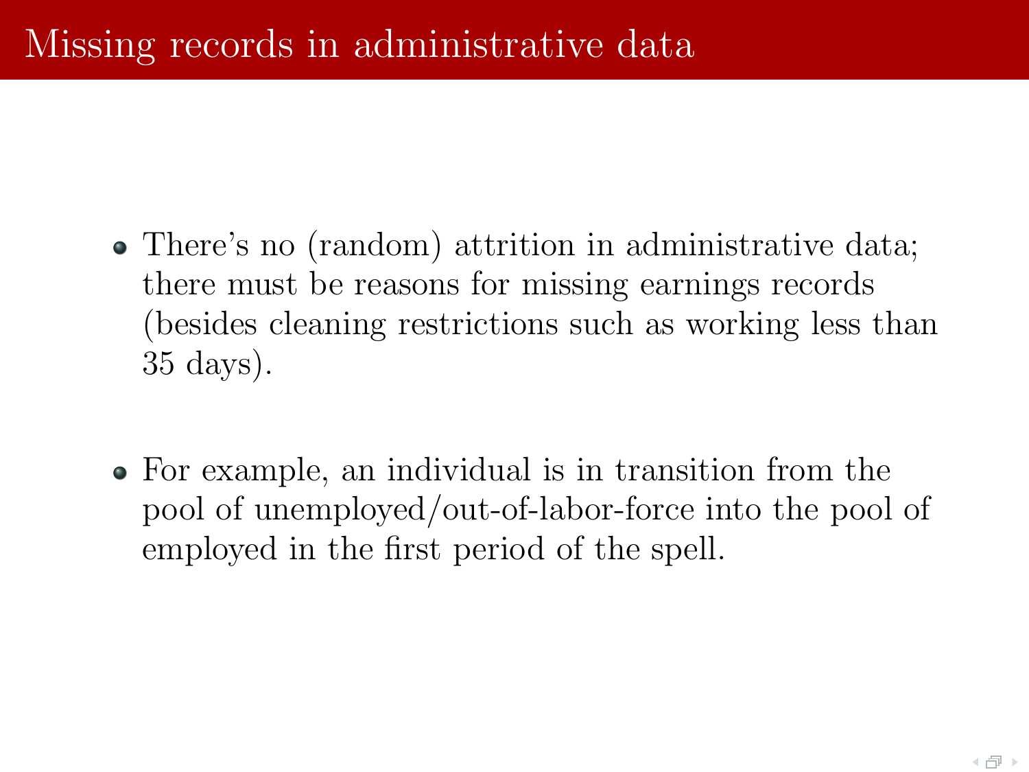# Missing records in administrative data

- There's no (random) attrition in administrative data; there must be reasons for missing earnings records (besides cleaning restrictions such as working less than 35 days).

- For example, an individual is in transition from the pool of unemployed/out-of-labor-force into the pool of employed in the first period of the spell.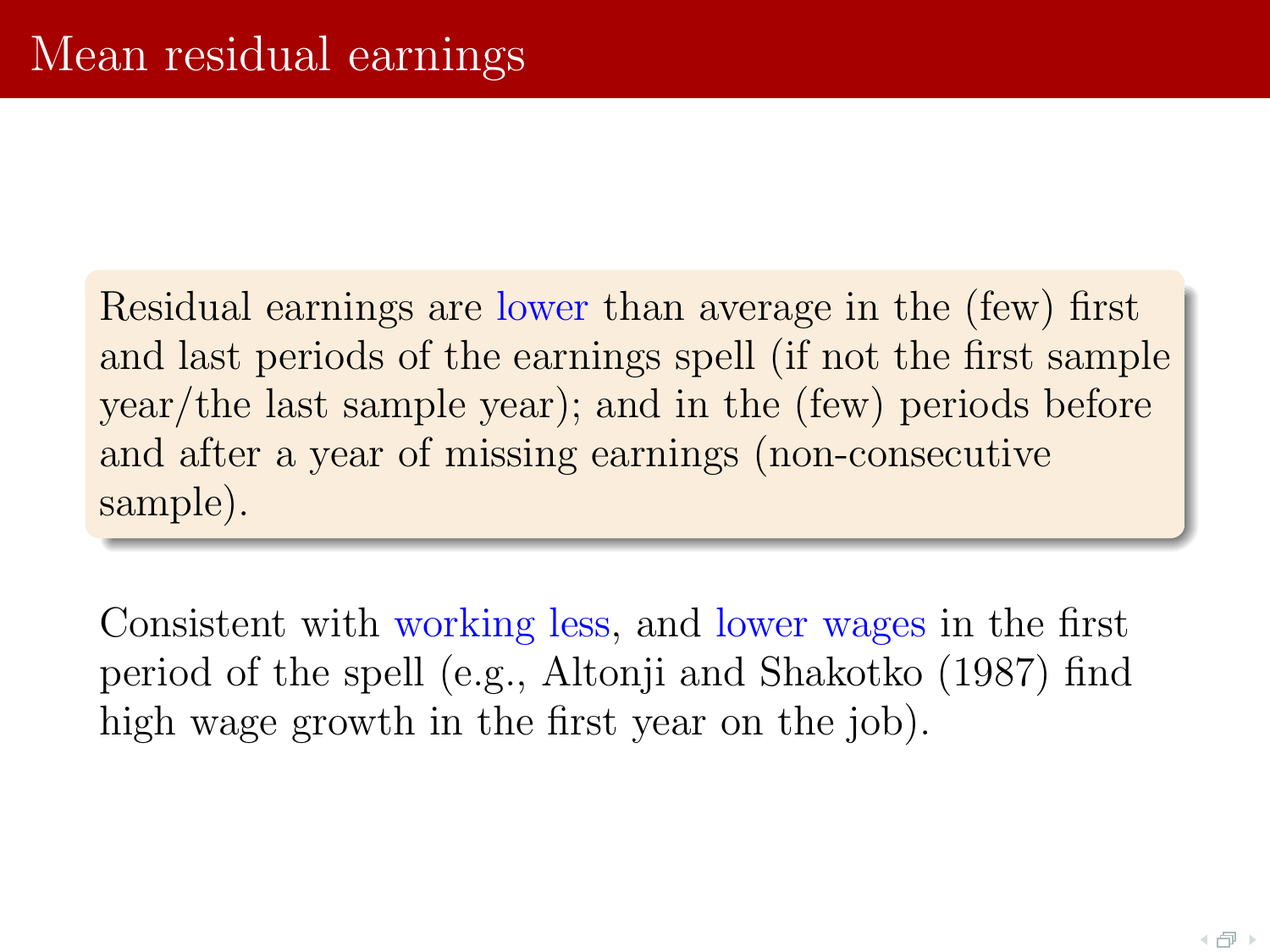# Mean residual earnings

Residual earnings are lower than average in the (few) first and last periods of the earnings spell (if not the first sample year/the last sample year); and in the (few) periods before and after a year of missing earnings (non-consecutive sample).

Consistent with working less, and lower wages in the first period of the spell (e.g., Altonji and Shakotko (1987) find high wage growth in the first year on the job).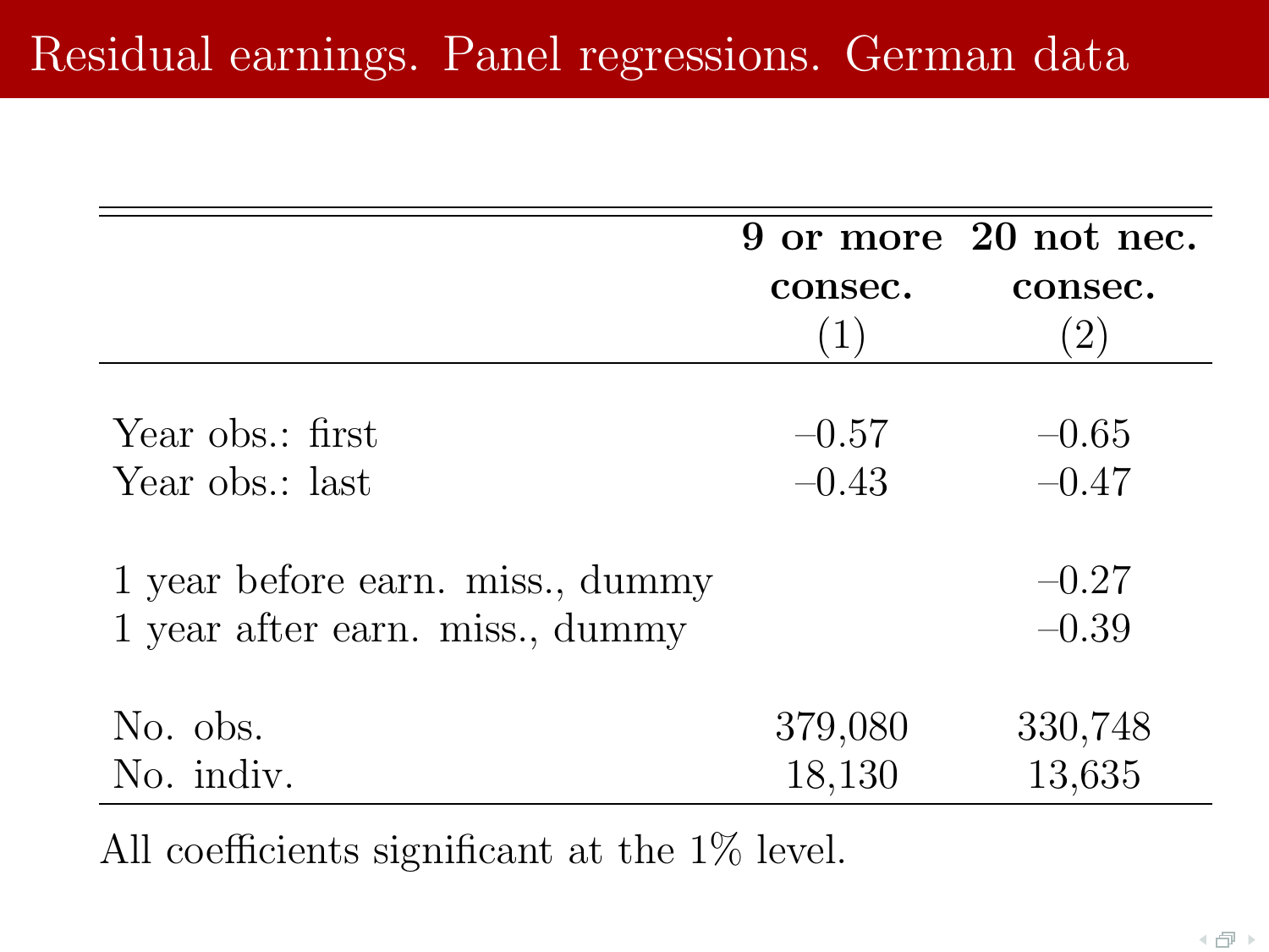# Residual earnings. Panel regressions. German data

| | 9 or more consec. (1) | 20 not nec. consec. (2) |
|---|---|---|
| Year obs.: first | –0.57 | –0.65 |
| Year obs.: last | –0.43 | –0.47 |
| 1 year before earn. miss., dummy | | –0.27 |
| 1 year after earn. miss., dummy | | –0.39 |
| No. obs. | 379,080 | 330,748 |
| No. indiv. | 18,130 | 13,635 |

All coefficients significant at the 1% level.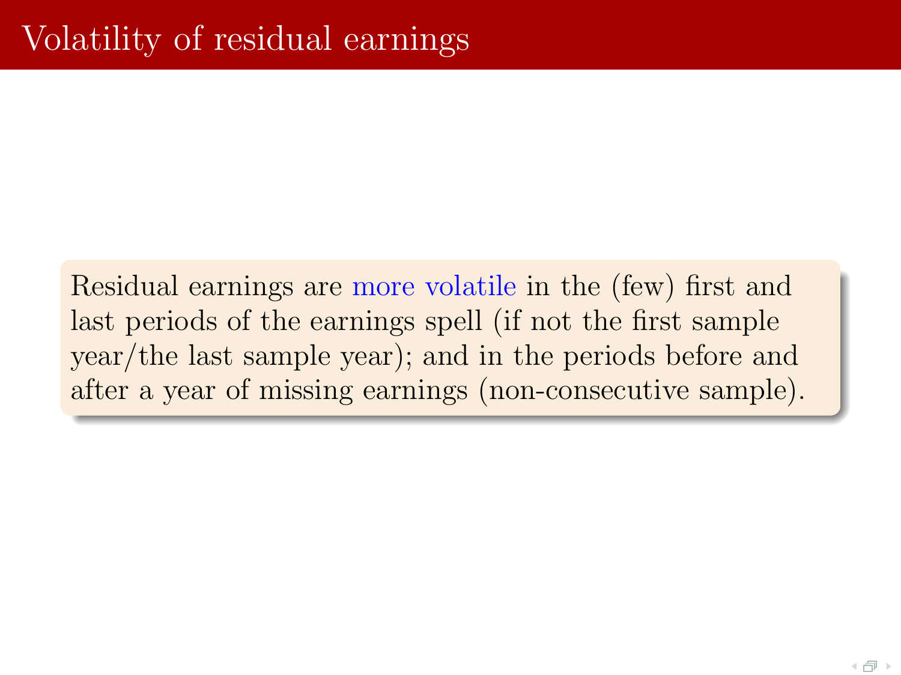# Volatility of residual earnings

Residual earnings are more volatile in the (few) first and last periods of the earnings spell (if not the first sample year/the last sample year); and in the periods before and after a year of missing earnings (non-consecutive sample).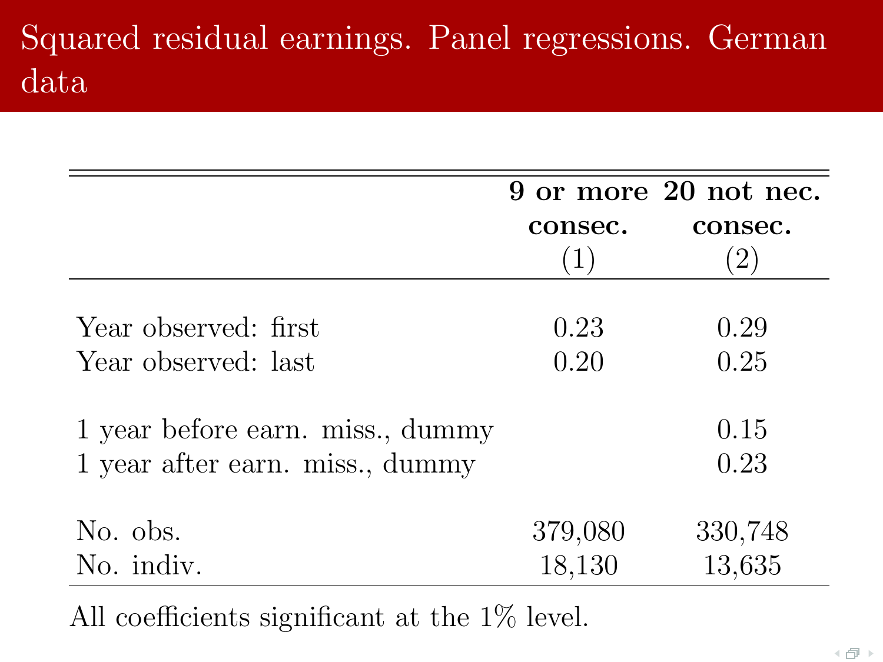# Squared residual earnings. Panel regressions. German data

| | **9 or more consec.** (1) | **20 not nec. consec.** (2) |
|---|---|---|
| Year observed: first | 0.23 | 0.29 |
| Year observed: last | 0.20 | 0.25 |
| 1 year before earn. miss., dummy | | 0.15 |
| 1 year after earn. miss., dummy | | 0.23 |
| No. obs. | 379,080 | 330,748 |
| No. indiv. | 18,130 | 13,635 |

All coefficients significant at the 1% level.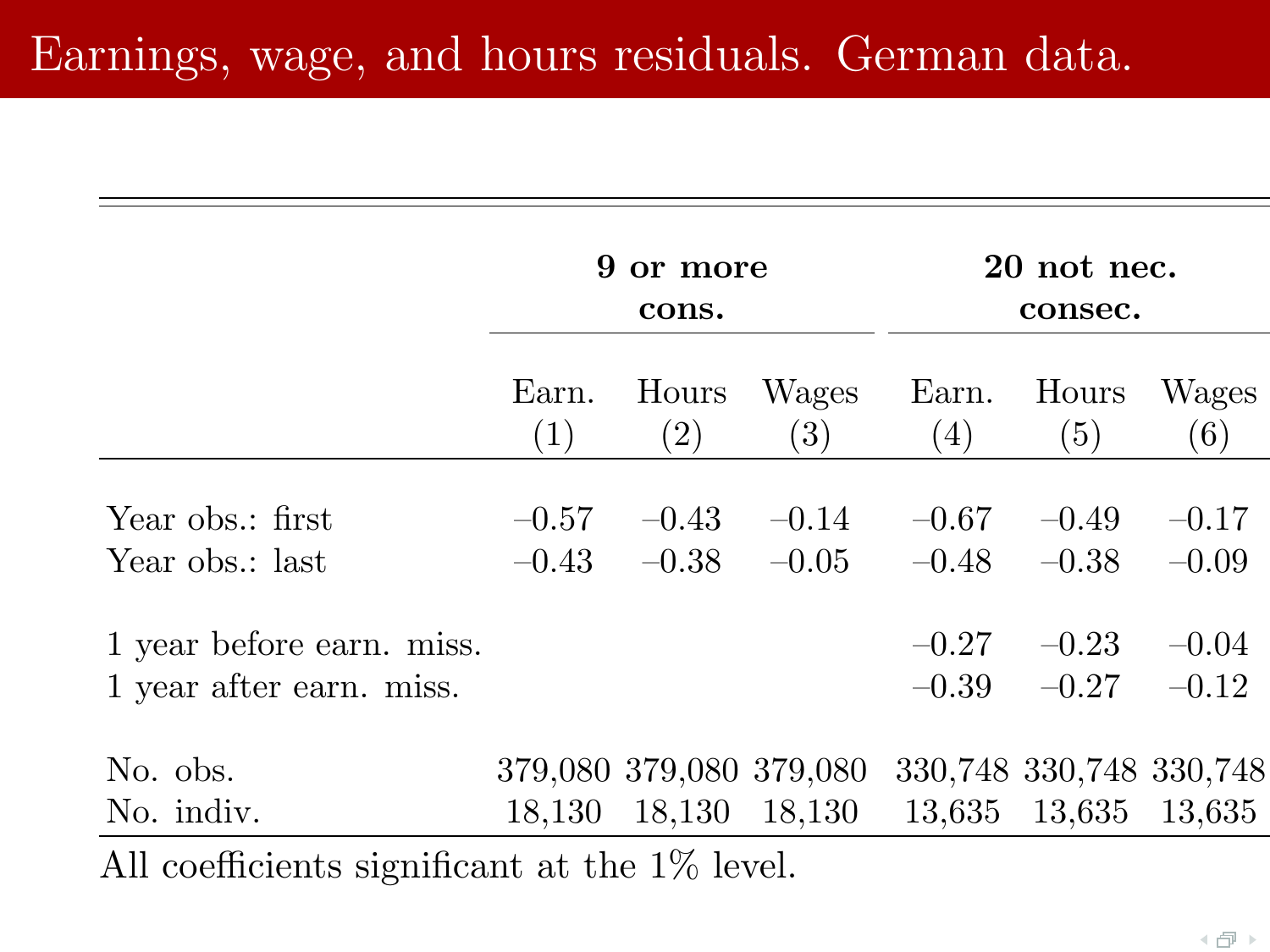# Earnings, wage, and hours residuals. German data.

| | 9 or more cons. | | | 20 not nec. consec. | | |
|---|---|---|---|---|---|---|
| | Earn. (1) | Hours (2) | Wages (3) | Earn. (4) | Hours (5) | Wages (6) |
| Year obs.: first | –0.57 | –0.43 | –0.14 | –0.67 | –0.49 | –0.17 |
| Year obs.: last | –0.43 | –0.38 | –0.05 | –0.48 | –0.38 | –0.09 |
| 1 year before earn. miss. | | | | –0.27 | –0.23 | –0.04 |
| 1 year after earn. miss. | | | | –0.39 | –0.27 | –0.12 |
| No. obs. | 379,080 | 379,080 | 379,080 | 330,748 | 330,748 | 330,748 |
| No. indiv. | 18,130 | 18,130 | 18,130 | 13,635 | 13,635 | 13,635 |

All coefficients significant at the 1% level.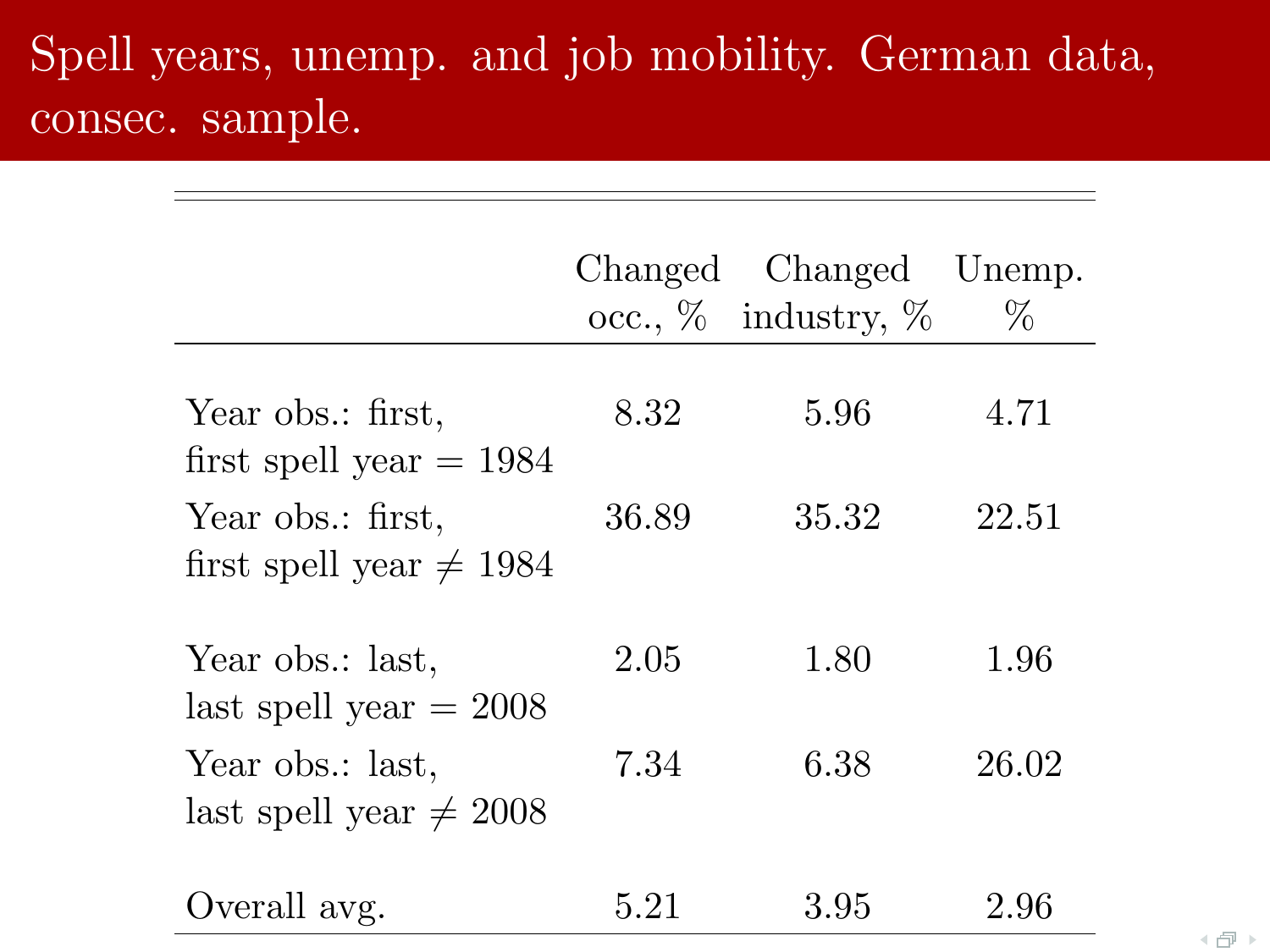# Spell years, unemp. and job mobility. German data, consec. sample.

| | Changed occ., % | Changed industry, % | Unemp. % |
|---|---|---|---|
| Year obs.: first, first spell year = 1984 | 8.32 | 5.96 | 4.71 |
| Year obs.: first, first spell year $\neq$ 1984 | 36.89 | 35.32 | 22.51 |
| Year obs.: last, last spell year = 2008 | 2.05 | 1.80 | 1.96 |
| Year obs.: last, last spell year $\neq$ 2008 | 7.34 | 6.38 | 26.02 |
| Overall avg. | 5.21 | 3.95 | 2.96 |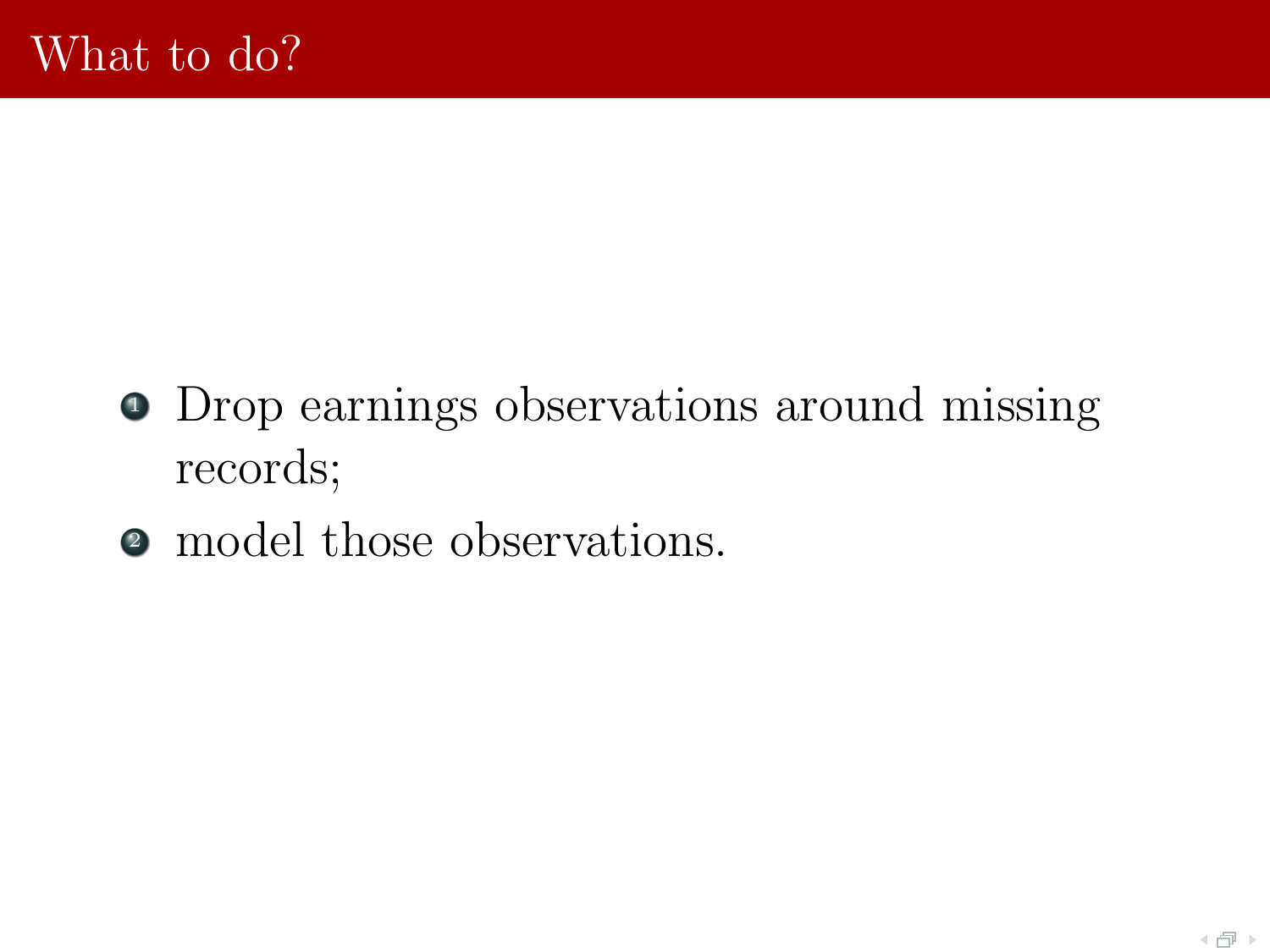# What to do?

1. Drop earnings observations around missing records;
2. model those observations.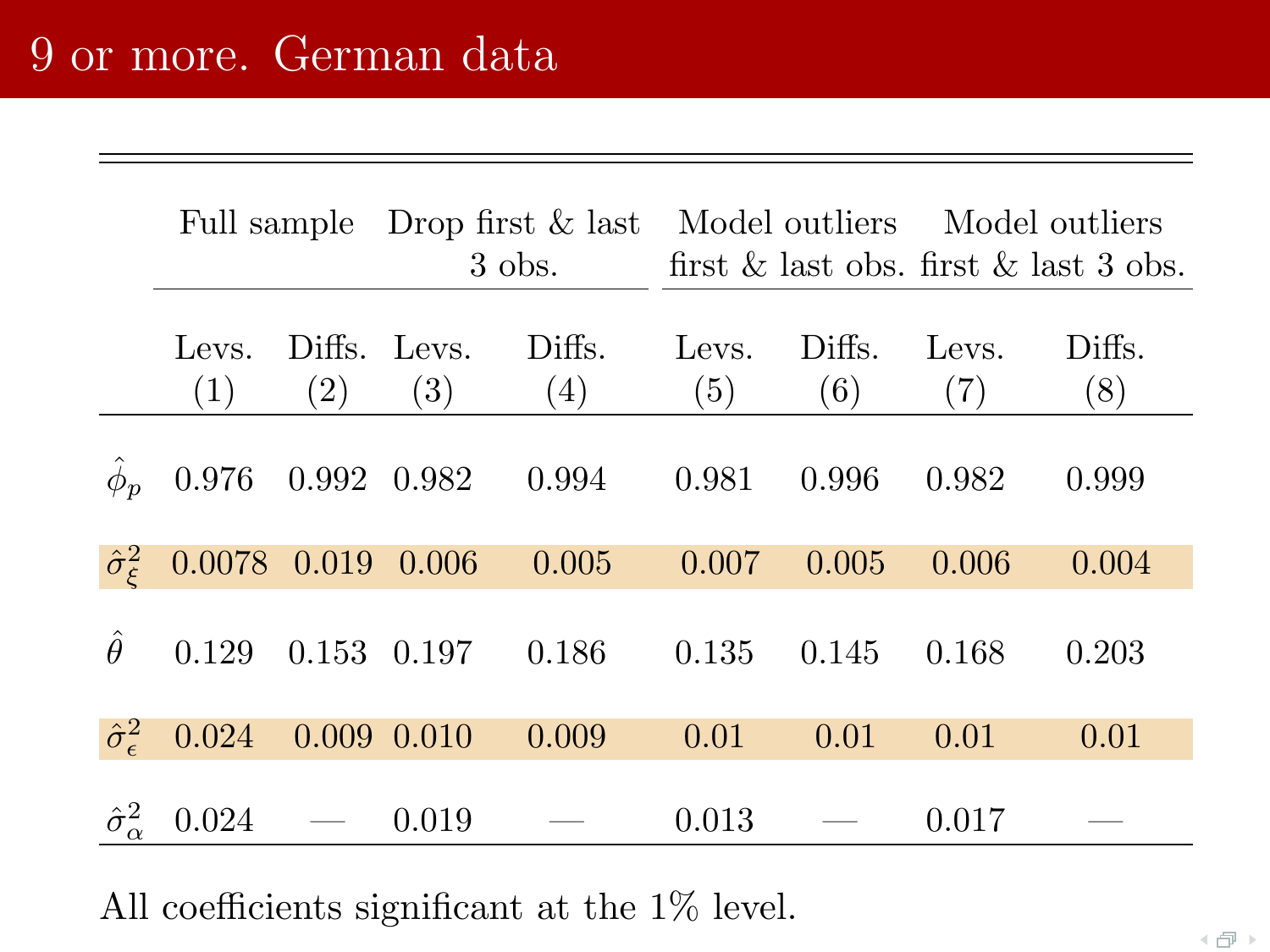# 9 or more. German data

| | Full sample | | Drop first & last 3 obs. | | Model outliers first & last obs. | | Model outliers first & last 3 obs. | |
|---|---|---|---|---|---|---|---|---|
| | Levs. (1) | Diffs. (2) | Levs. (3) | Diffs. (4) | Levs. (5) | Diffs. (6) | Levs. (7) | Diffs. (8) |
| $\hat{\phi}_p$ | 0.976 | 0.992 | 0.982 | 0.994 | 0.981 | 0.996 | 0.982 | 0.999 |
| $\hat{\sigma}^2_\xi$ | 0.0078 | 0.019 | 0.006 | 0.005 | 0.007 | 0.005 | 0.006 | 0.004 |
| $\hat{\theta}$ | 0.129 | 0.153 | 0.197 | 0.186 | 0.135 | 0.145 | 0.168 | 0.203 |
| $\hat{\sigma}^2_\epsilon$ | 0.024 | 0.009 | 0.010 | 0.009 | 0.01 | 0.01 | 0.01 | 0.01 |
| $\hat{\sigma}^2_\alpha$ | 0.024 | — | 0.019 | — | 0.013 | — | 0.017 | — |

All coefficients significant at the 1% level.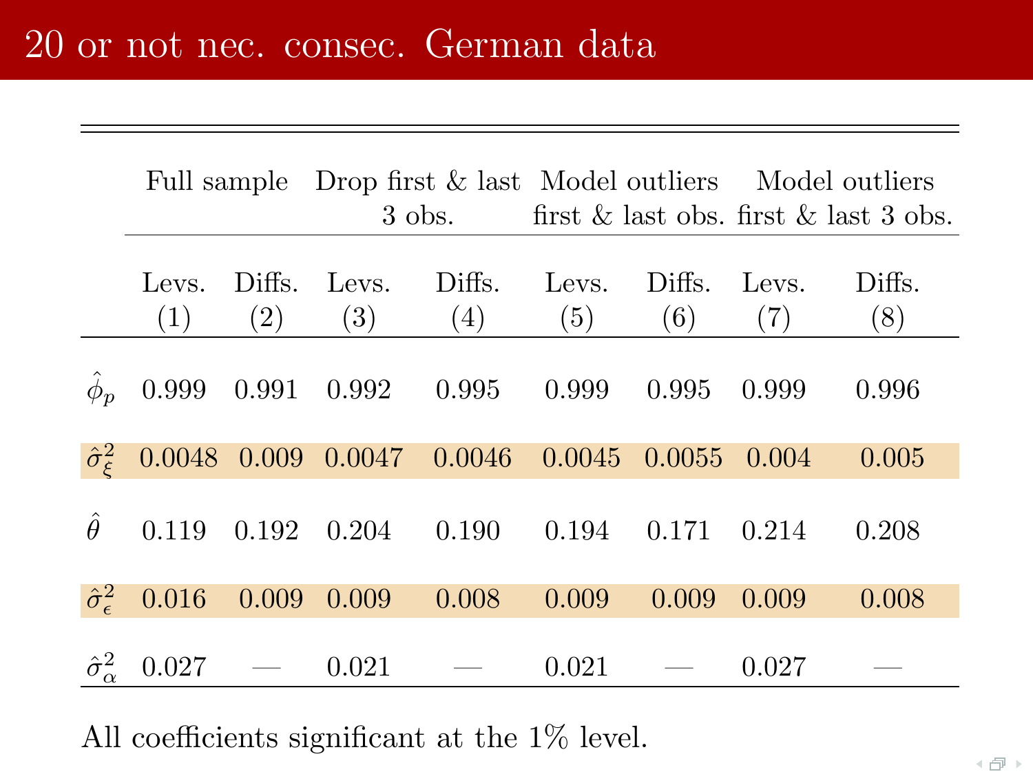# 20 or not nec. consec. German data

| | Full sample | | Drop first & last 3 obs. | | Model outliers first & last obs. | | Model outliers first & last 3 obs. | |
|---|---|---|---|---|---|---|---|---|
| | Levs. (1) | Diffs. (2) | Levs. (3) | Diffs. (4) | Levs. (5) | Diffs. (6) | Levs. (7) | Diffs. (8) |
| $\hat{\phi}_p$ | 0.999 | 0.991 | 0.992 | 0.995 | 0.999 | 0.995 | 0.999 | 0.996 |
| $\hat{\sigma}^2_\xi$ | 0.0048 | 0.009 | 0.0047 | 0.0046 | 0.0045 | 0.0055 | 0.004 | 0.005 |
| $\hat{\theta}$ | 0.119 | 0.192 | 0.204 | 0.190 | 0.194 | 0.171 | 0.214 | 0.208 |
| $\hat{\sigma}^2_\epsilon$ | 0.016 | 0.009 | 0.009 | 0.008 | 0.009 | 0.009 | 0.009 | 0.008 |
| $\hat{\sigma}^2_\alpha$ | 0.027 | — | 0.021 | — | 0.021 | — | 0.027 | — |

All coefficients significant at the 1% level.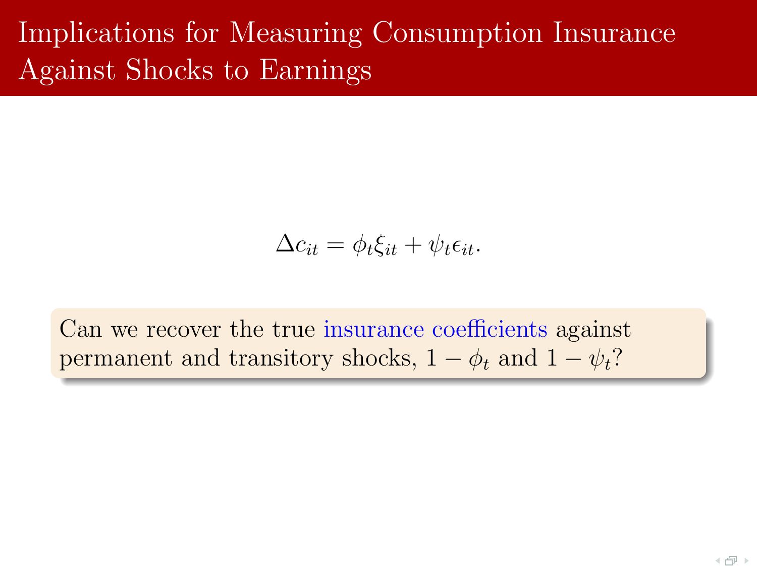# Implications for Measuring Consumption Insurance Against Shocks to Earnings

$$\Delta c_{it} = \phi_t \xi_{it} + \psi_t \epsilon_{it}.$$

Can we recover the true insurance coefficients against permanent and transitory shocks, $1 - \phi_t$ and $1 - \psi_t$?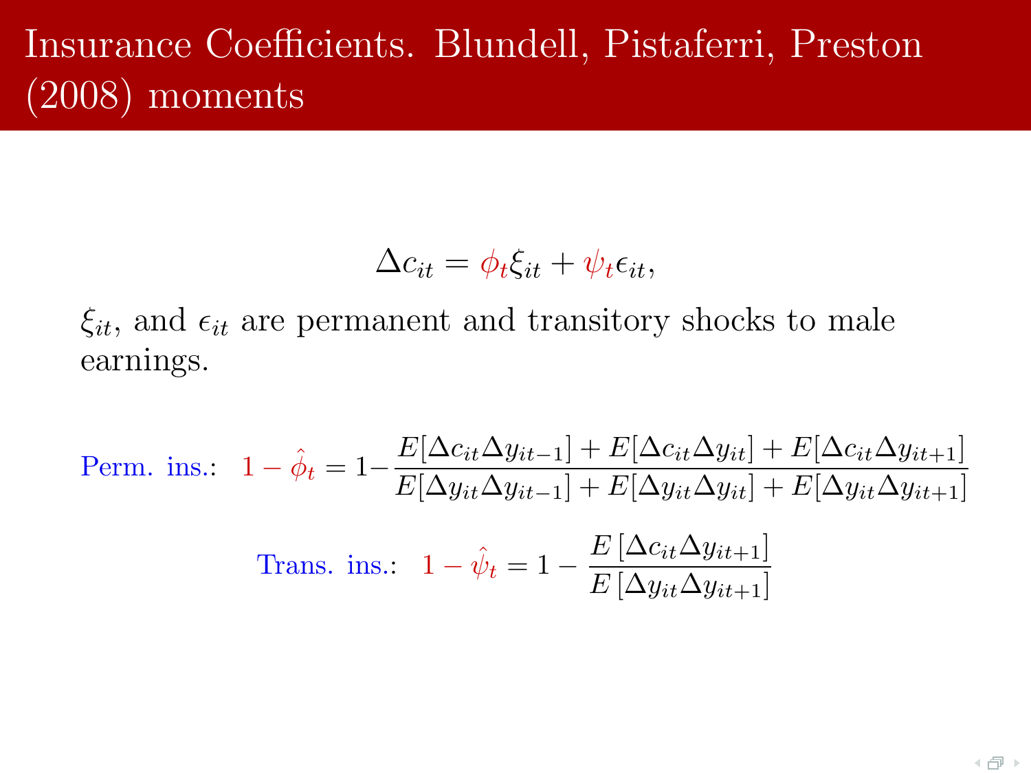# Insurance Coefficients. Blundell, Pistaferri, Preston (2008) moments

$$\Delta c_{it} = \phi_t \xi_{it} + \psi_t \epsilon_{it},$$

$\xi_{it}$, and $\epsilon_{it}$ are permanent and transitory shocks to male earnings.

$$\text{Perm. ins.:} \quad 1 - \hat{\phi}_t = 1 - \frac{E[\Delta c_{it} \Delta y_{it-1}] + E[\Delta c_{it} \Delta y_{it}] + E[\Delta c_{it} \Delta y_{it+1}]}{E[\Delta y_{it} \Delta y_{it-1}] + E[\Delta y_{it} \Delta y_{it}] + E[\Delta y_{it} \Delta y_{it+1}]}$$

$$\text{Trans. ins.:} \quad 1 - \hat{\psi}_t = 1 - \frac{E\left[\Delta c_{it} \Delta y_{it+1}\right]}{E\left[\Delta y_{it} \Delta y_{it+1}\right]}$$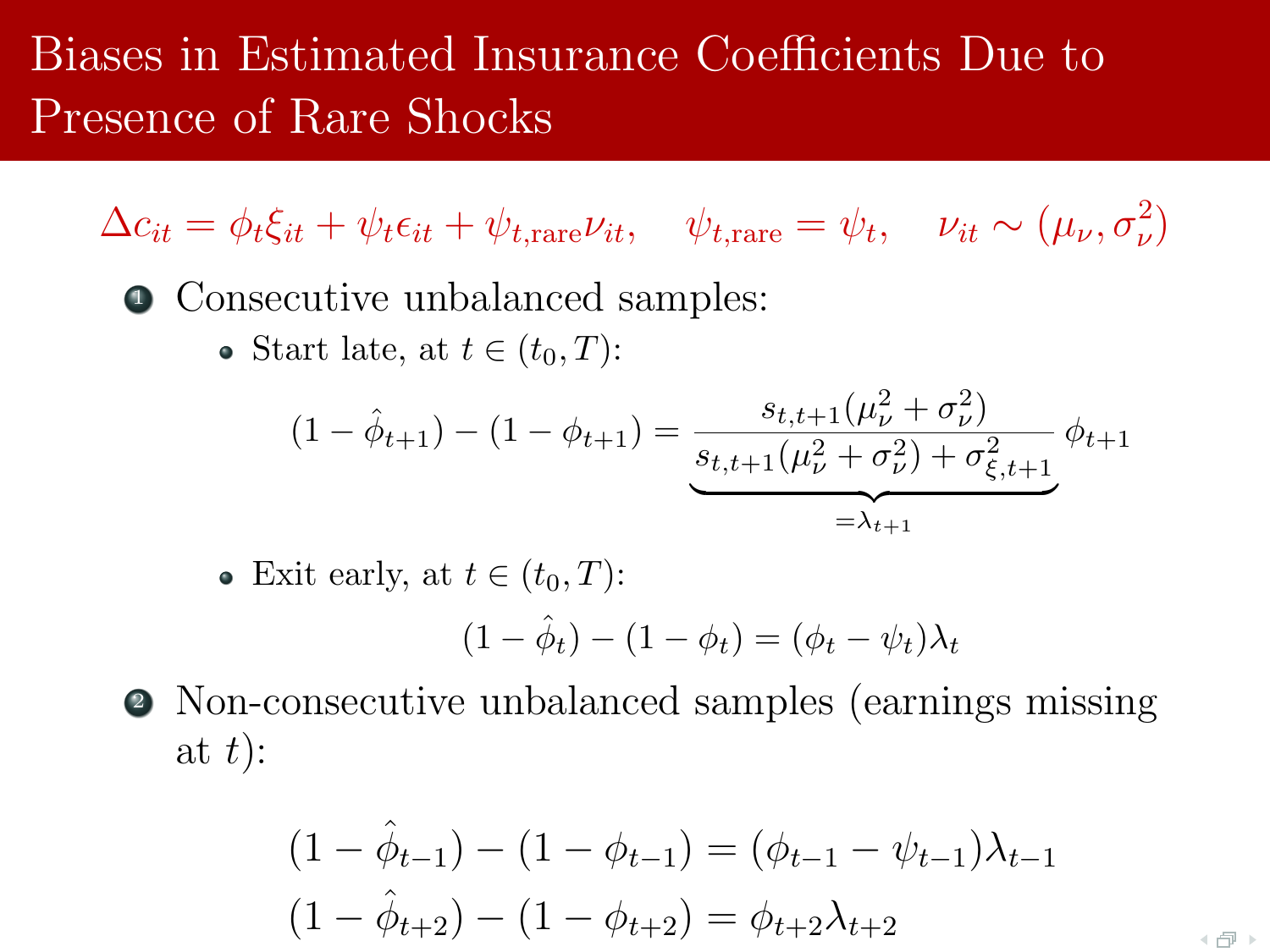# Biases in Estimated Insurance Coefficients Due to Presence of Rare Shocks

$$\Delta c_{it} = \phi_t \xi_{it} + \psi_t \epsilon_{it} + \psi_{t,\text{rare}} \nu_{it}, \quad \psi_{t,\text{rare}} = \psi_t, \quad \nu_{it} \sim (\mu_\nu, \sigma_\nu^2)$$

1. Consecutive unbalanced samples:
   - Start late, at $t \in (t_0, T)$:

$$(1 - \hat{\phi}_{t+1}) - (1 - \phi_{t+1}) = \underbrace{\frac{s_{t,t+1}(\mu_\nu^2 + \sigma_\nu^2)}{s_{t,t+1}(\mu_\nu^2 + \sigma_\nu^2) + \sigma_{\xi,t+1}^2}}_{=\lambda_{t+1}} \phi_{t+1}$$

   - Exit early, at $t \in (t_0, T)$:

$$(1 - \hat{\phi}_t) - (1 - \phi_t) = (\phi_t - \psi_t)\lambda_t$$

2. Non-consecutive unbalanced samples (earnings missing at $t$):

$$(1 - \hat{\phi}_{t-1}) - (1 - \phi_{t-1}) = (\phi_{t-1} - \psi_{t-1})\lambda_{t-1}$$
$$(1 - \hat{\phi}_{t+2}) - (1 - \phi_{t+2}) = \phi_{t+2}\lambda_{t+2}$$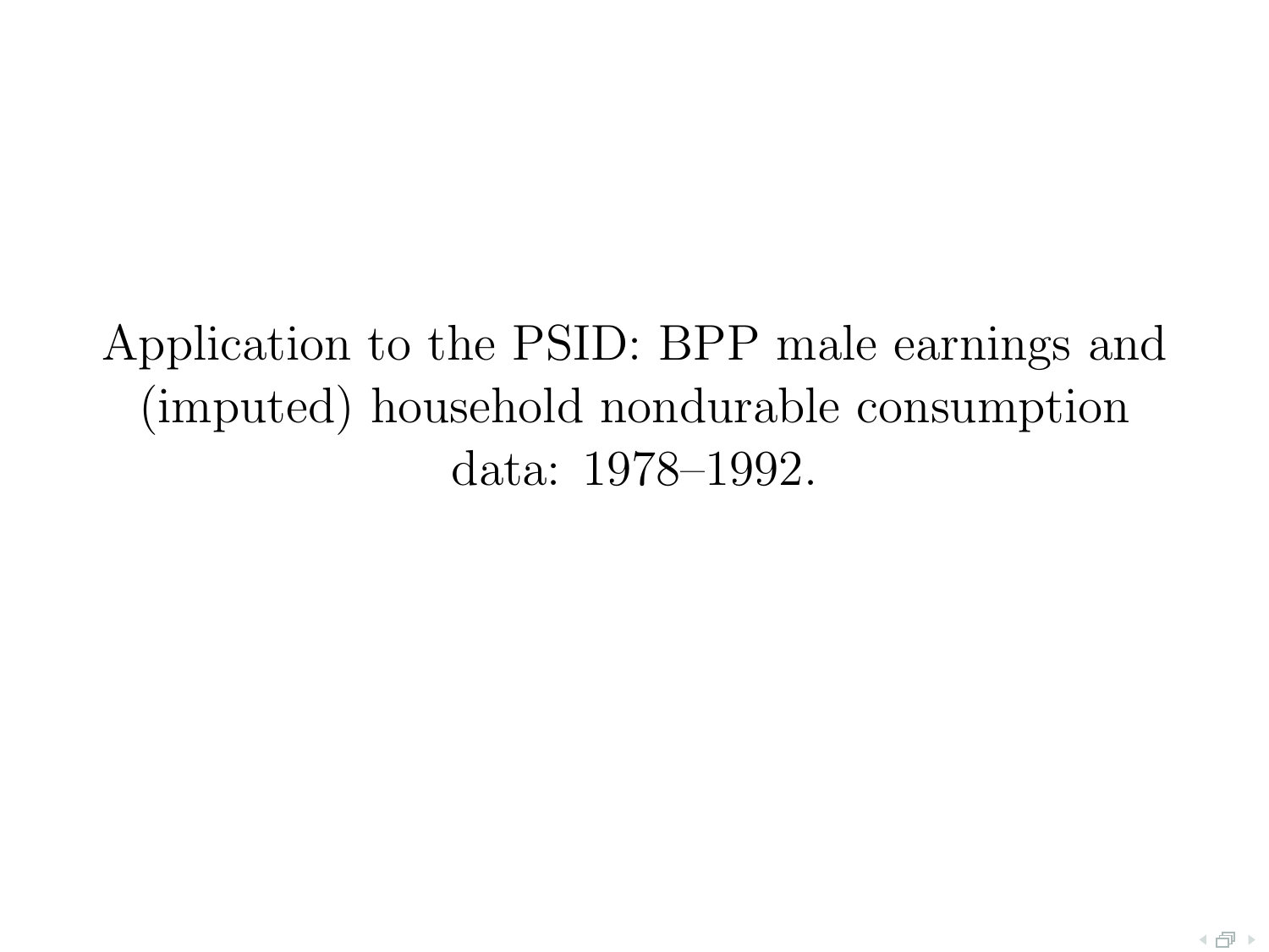# Application to the PSID: BPP male earnings and (imputed) household nondurable consumption data: 1978–1992.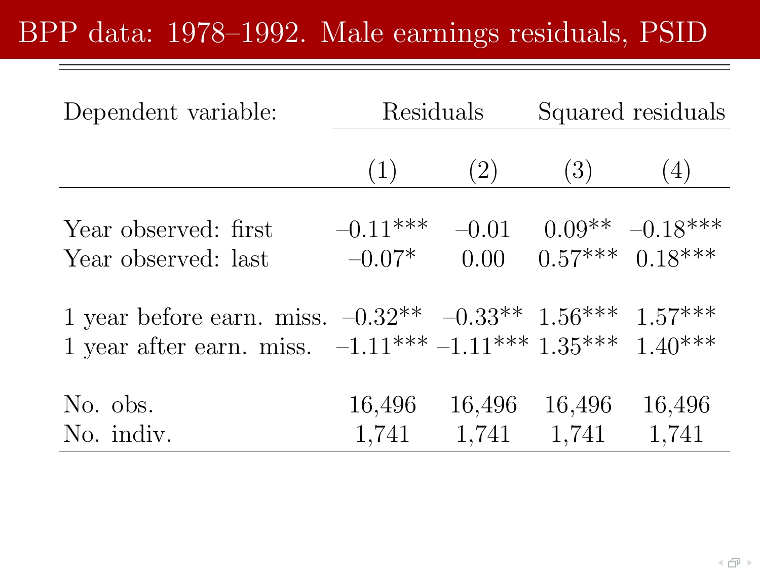# BPP data: 1978–1992. Male earnings residuals, PSID

| Dependent variable: | Residuals | | Squared residuals | |
|---|---|---|---|---|
| | (1) | (2) | (3) | (4) |
| Year observed: first | –0.11*** | –0.01 | 0.09** | –0.18*** |
| Year observed: last | –0.07* | 0.00 | 0.57*** | 0.18*** |
| 1 year before earn. miss. | –0.32** | –0.33** | 1.56*** | 1.57*** |
| 1 year after earn. miss. | –1.11*** | –1.11*** | 1.35*** | 1.40*** |
| No. obs. | 16,496 | 16,496 | 16,496 | 16,496 |
| No. indiv. | 1,741 | 1,741 | 1,741 | 1,741 |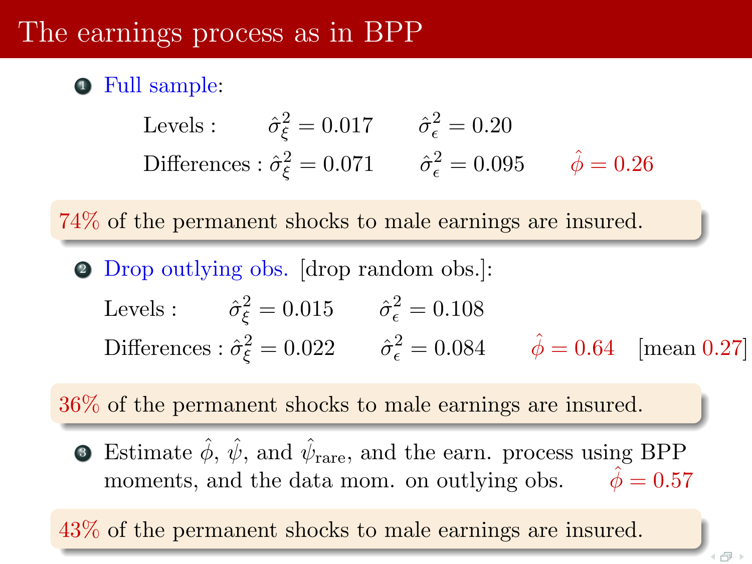# The earnings process as in BPP

1. Full sample:

   Levels : $\hat{\sigma}^2_\xi = 0.017 \qquad \hat{\sigma}^2_\epsilon = 0.20$

   Differences : $\hat{\sigma}^2_\xi = 0.071 \qquad \hat{\sigma}^2_\epsilon = 0.095 \qquad \hat{\phi} = 0.26$

> 74% of the permanent shocks to male earnings are insured.

2. Drop outlying obs. [drop random obs.]:

   Levels : $\hat{\sigma}^2_\xi = 0.015 \qquad \hat{\sigma}^2_\epsilon = 0.108$

   Differences : $\hat{\sigma}^2_\xi = 0.022 \qquad \hat{\sigma}^2_\epsilon = 0.084 \qquad \hat{\phi} = 0.64$ [mean 0.27]

> 36% of the permanent shocks to male earnings are insured.

3. Estimate $\hat{\phi}$, $\hat{\psi}$, and $\hat{\psi}_{\text{rare}}$, and the earn. process using BPP moments, and the data mom. on outlying obs. $\hat{\phi} = 0.57$

> 43% of the permanent shocks to male earnings are insured.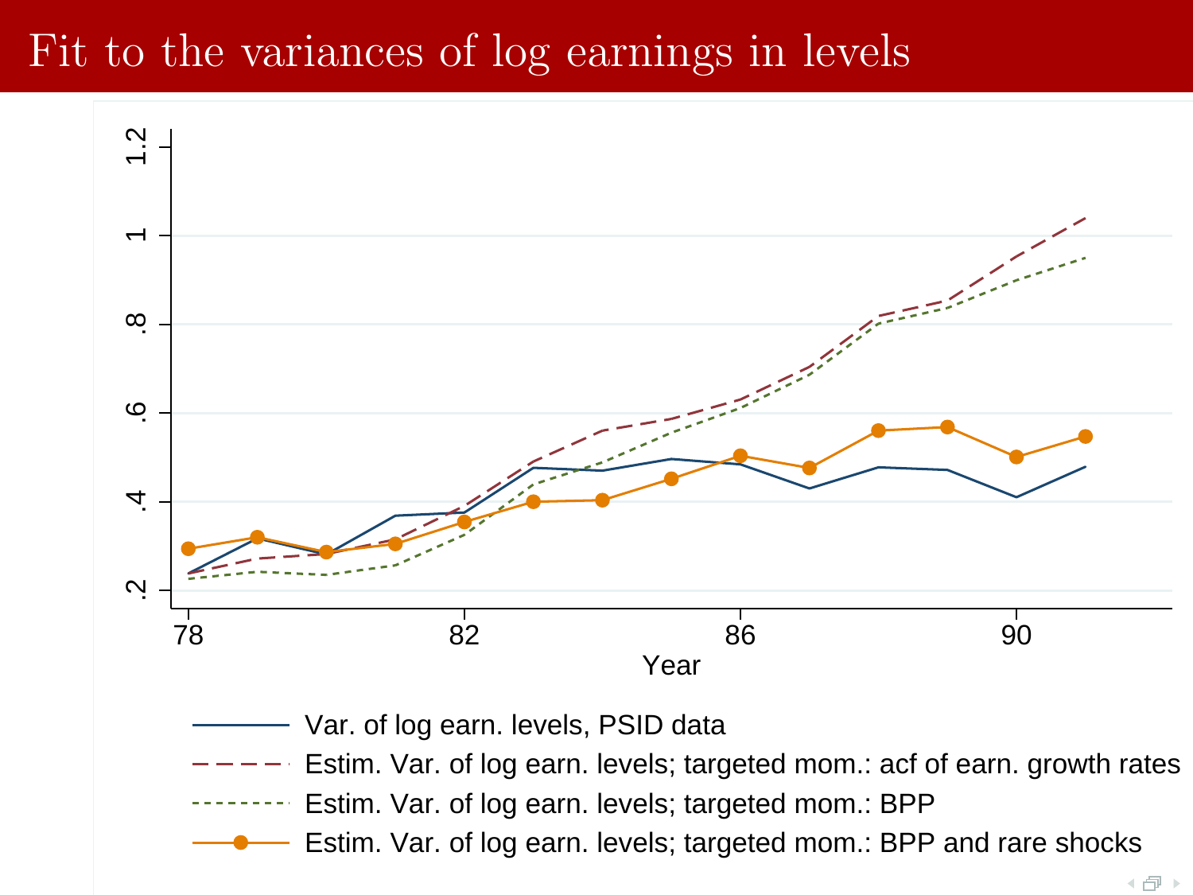# Fit to the variances of log earnings in levels

Var. of log earn. levels, PSID data

Estim. Var. of log earn. levels; targeted mom.: acf of earn. growth rates

Estim. Var. of log earn. levels; targeted mom.: BPP

Estim. Var. of log earn. levels; targeted mom.: BPP and rare shocks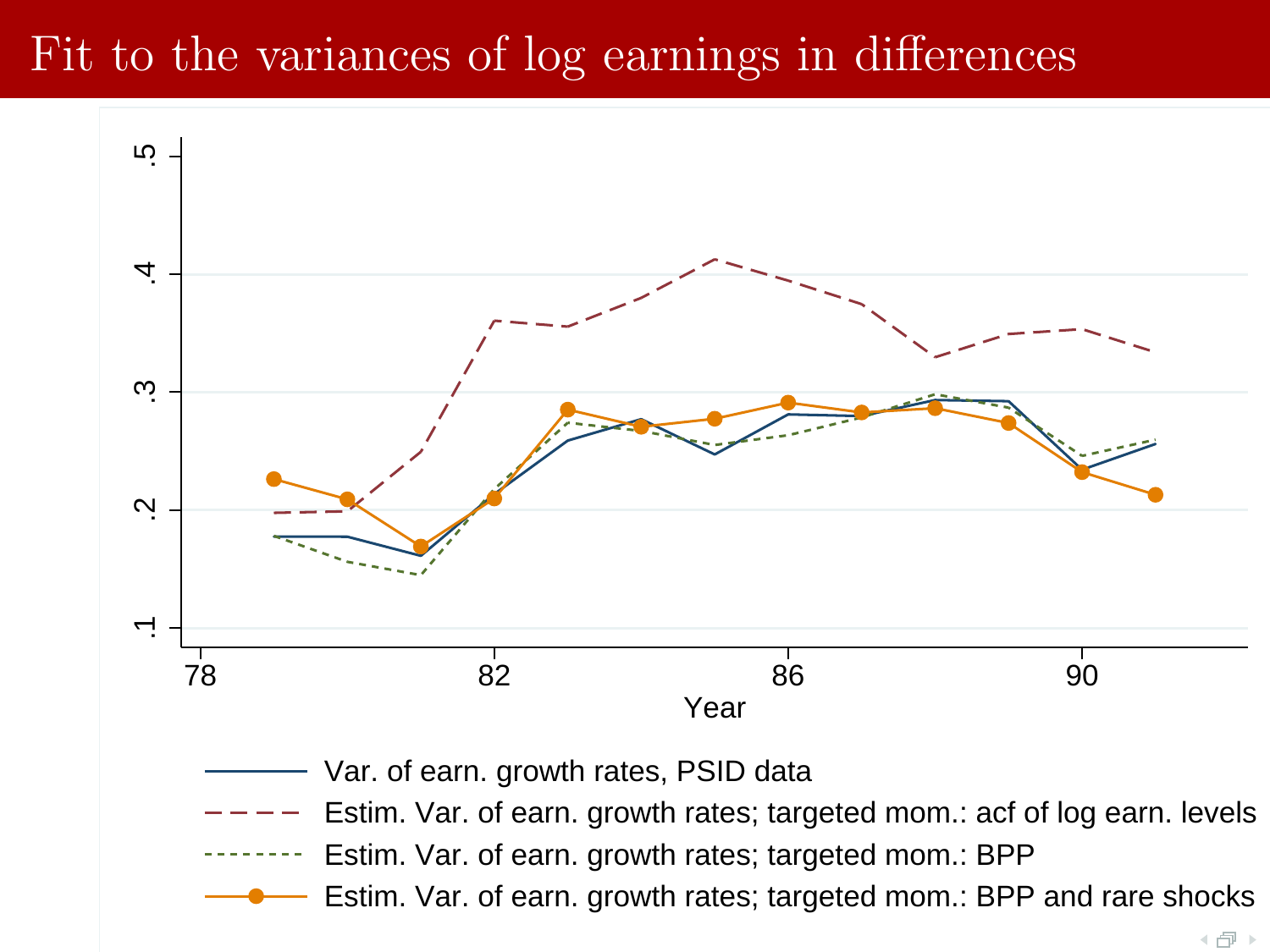# Fit to the variances of log earnings in differences

Year

- Var. of earn. growth rates, PSID data
- Estim. Var. of earn. growth rates; targeted mom.: acf of log earn. levels
- Estim. Var. of earn. growth rates; targeted mom.: BPP
- Estim. Var. of earn. growth rates; targeted mom.: BPP and rare shocks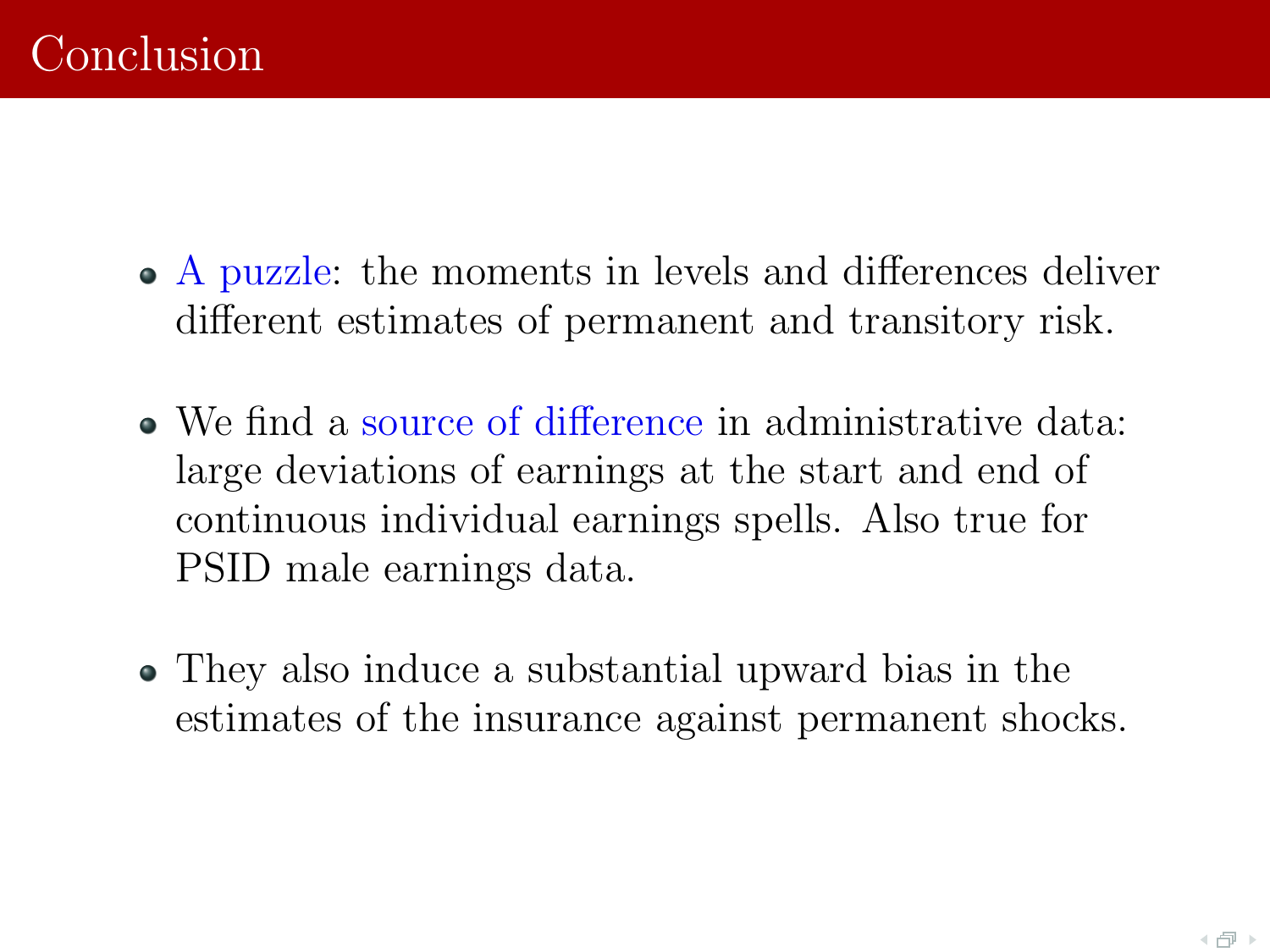# Conclusion

- A puzzle: the moments in levels and differences deliver different estimates of permanent and transitory risk.

- We find a source of difference in administrative data: large deviations of earnings at the start and end of continuous individual earnings spells. Also true for PSID male earnings data.

- They also induce a substantial upward bias in the estimates of the insurance against permanent shocks.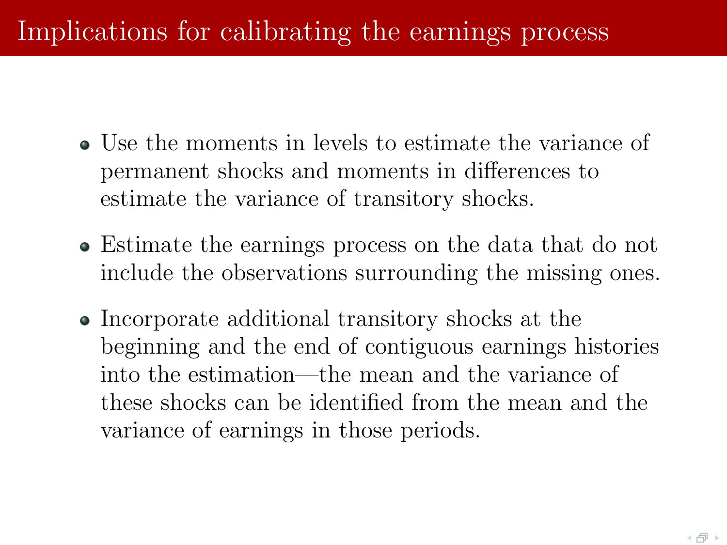# Implications for calibrating the earnings process

- Use the moments in levels to estimate the variance of permanent shocks and moments in differences to estimate the variance of transitory shocks.
- Estimate the earnings process on the data that do not include the observations surrounding the missing ones.
- Incorporate additional transitory shocks at the beginning and the end of contiguous earnings histories into the estimation—the mean and the variance of these shocks can be identified from the mean and the variance of earnings in those periods.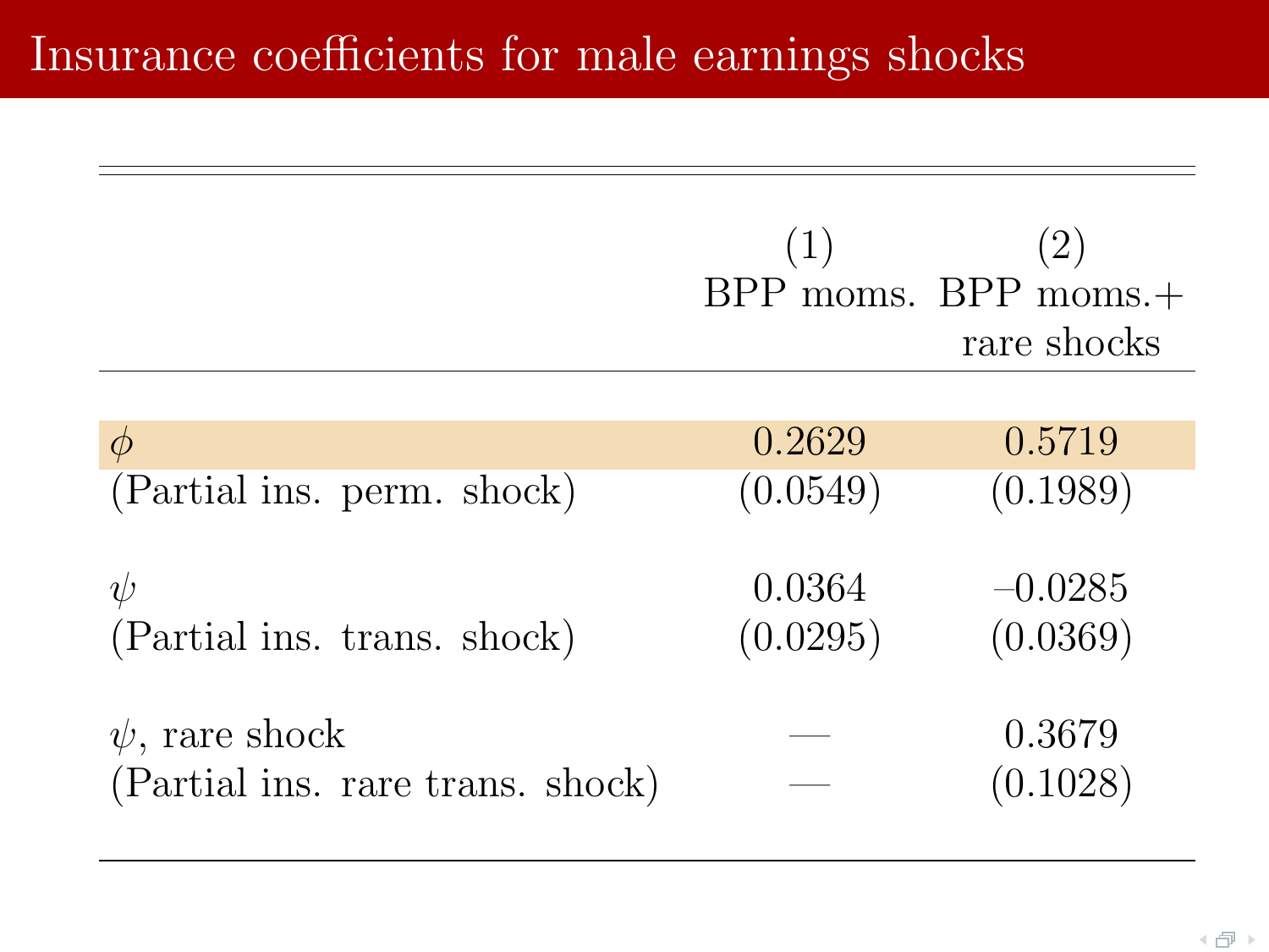# Insurance coefficients for male earnings shocks

| | (1) BPP moms. | (2) BPP moms.+ rare shocks |
|---|---|---|
| $\phi$ | 0.2629 | 0.5719 |
| (Partial ins. perm. shock) | (0.0549) | (0.1989) |
| $\psi$ | 0.0364 | –0.0285 |
| (Partial ins. trans. shock) | (0.0295) | (0.0369) |
| $\psi$, rare shock | — | 0.3679 |
| (Partial ins. rare trans. shock) | — | (0.1028) |